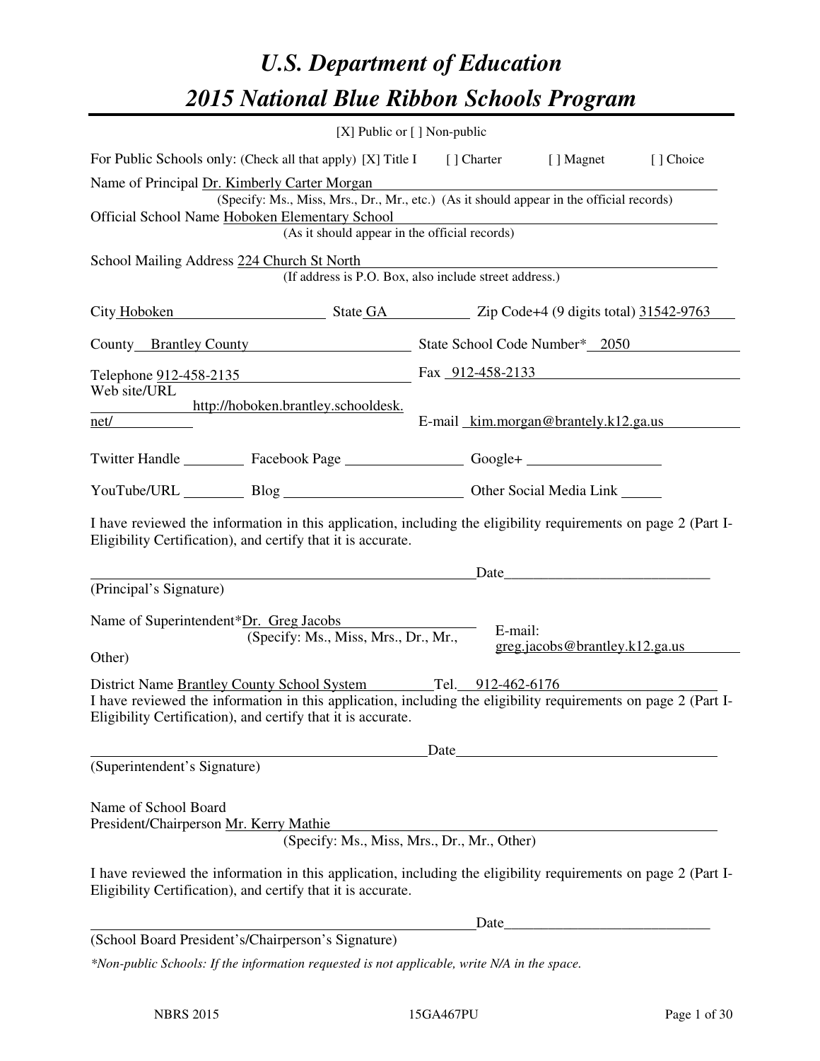# U.S. Department of Education

# 2015 National Blue Ribbon Schools Program

[X] Public or [ ] Non-public

For Public Schools only: (Check all that apply) [X] Title I [ ] Charter [ ] Magnet [ ] Choice

Name of Principal Dr. Kimberly Carter Morgan
(Specify: Ms., Miss, Mrs., Dr., Mr., etc.) (As it should appear in the official records)

Official School Name Hoboken Elementary School
(As it should appear in the official records)

School Mailing Address 224 Church St North
(If address is P.O. Box, also include street address.)

City Hoboken State GA Zip Code+4 (9 digits total) 31542-9763

County Brantley County State School Code Number* 2050

Telephone 912-458-2135 Fax 912-458-2133

Web site/URL http://hoboken.brantley.schooldesk.net/ E-mail kim.morgan@brantely.k12.ga.us

Twitter Handle ________ Facebook Page ________ Google+ ________

YouTube/URL ________ Blog ________ Other Social Media Link ________

I have reviewed the information in this application, including the eligibility requirements on page 2 (Part I-Eligibility Certification), and certify that it is accurate.

_________________________________ Date_________________________
(Principal's Signature)

Name of Superintendent*Dr. Greg Jacobs E-mail: greg.jacobs@brantley.k12.ga.us
(Specify: Ms., Miss, Mrs., Dr., Mr., Other)

District Name Brantley County School System Tel. 912-462-6176

I have reviewed the information in this application, including the eligibility requirements on page 2 (Part I-Eligibility Certification), and certify that it is accurate.

_________________________________ Date_________________________
(Superintendent's Signature)

Name of School Board
President/Chairperson Mr. Kerry Mathie
(Specify: Ms., Miss, Mrs., Dr., Mr., Other)

I have reviewed the information in this application, including the eligibility requirements on page 2 (Part I-Eligibility Certification), and certify that it is accurate.

_________________________________ Date_________________________
(School Board President's/Chairperson's Signature)

*\*Non-public Schools: If the information requested is not applicable, write N/A in the space.*

NBRS 2015 15GA467PU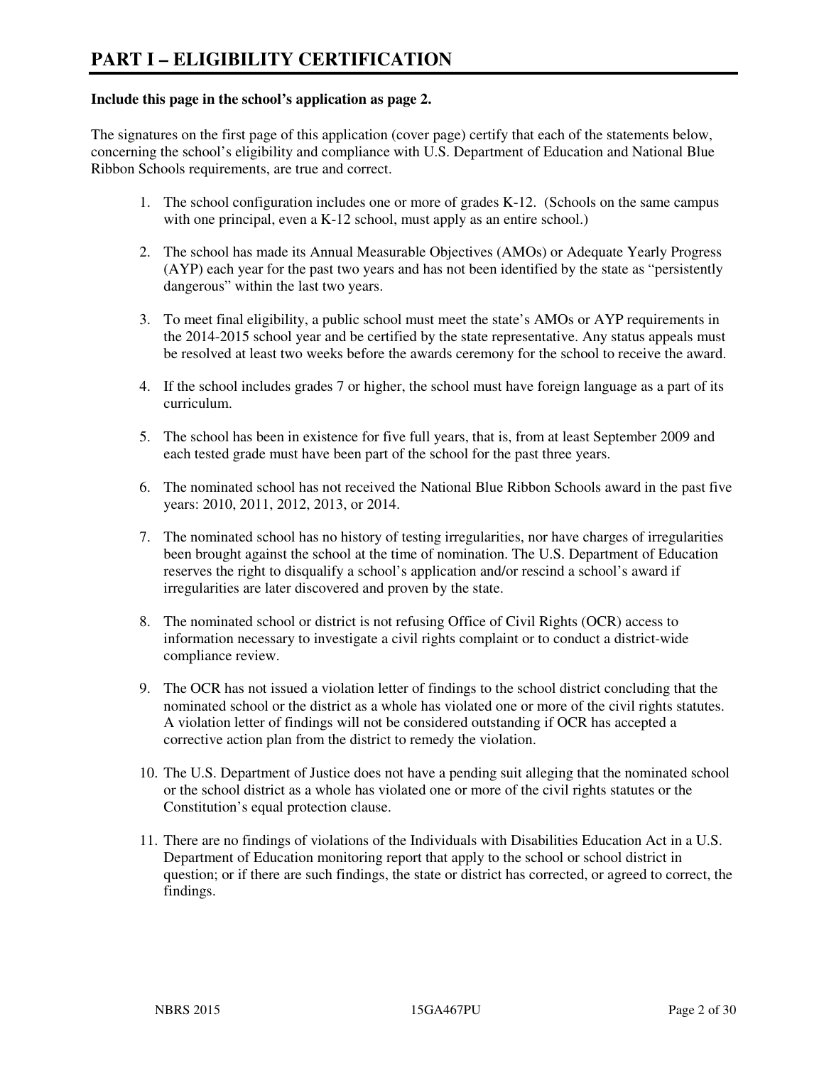# PART I – ELIGIBILITY CERTIFICATION

**Include this page in the school's application as page 2.**

The signatures on the first page of this application (cover page) certify that each of the statements below, concerning the school's eligibility and compliance with U.S. Department of Education and National Blue Ribbon Schools requirements, are true and correct.

1. The school configuration includes one or more of grades K-12. (Schools on the same campus with one principal, even a K-12 school, must apply as an entire school.)

2. The school has made its Annual Measurable Objectives (AMOs) or Adequate Yearly Progress (AYP) each year for the past two years and has not been identified by the state as "persistently dangerous" within the last two years.

3. To meet final eligibility, a public school must meet the state's AMOs or AYP requirements in the 2014-2015 school year and be certified by the state representative. Any status appeals must be resolved at least two weeks before the awards ceremony for the school to receive the award.

4. If the school includes grades 7 or higher, the school must have foreign language as a part of its curriculum.

5. The school has been in existence for five full years, that is, from at least September 2009 and each tested grade must have been part of the school for the past three years.

6. The nominated school has not received the National Blue Ribbon Schools award in the past five years: 2010, 2011, 2012, 2013, or 2014.

7. The nominated school has no history of testing irregularities, nor have charges of irregularities been brought against the school at the time of nomination. The U.S. Department of Education reserves the right to disqualify a school's application and/or rescind a school's award if irregularities are later discovered and proven by the state.

8. The nominated school or district is not refusing Office of Civil Rights (OCR) access to information necessary to investigate a civil rights complaint or to conduct a district-wide compliance review.

9. The OCR has not issued a violation letter of findings to the school district concluding that the nominated school or the district as a whole has violated one or more of the civil rights statutes. A violation letter of findings will not be considered outstanding if OCR has accepted a corrective action plan from the district to remedy the violation.

10. The U.S. Department of Justice does not have a pending suit alleging that the nominated school or the school district as a whole has violated one or more of the civil rights statutes or the Constitution's equal protection clause.

11. There are no findings of violations of the Individuals with Disabilities Education Act in a U.S. Department of Education monitoring report that apply to the school or school district in question; or if there are such findings, the state or district has corrected, or agreed to correct, the findings.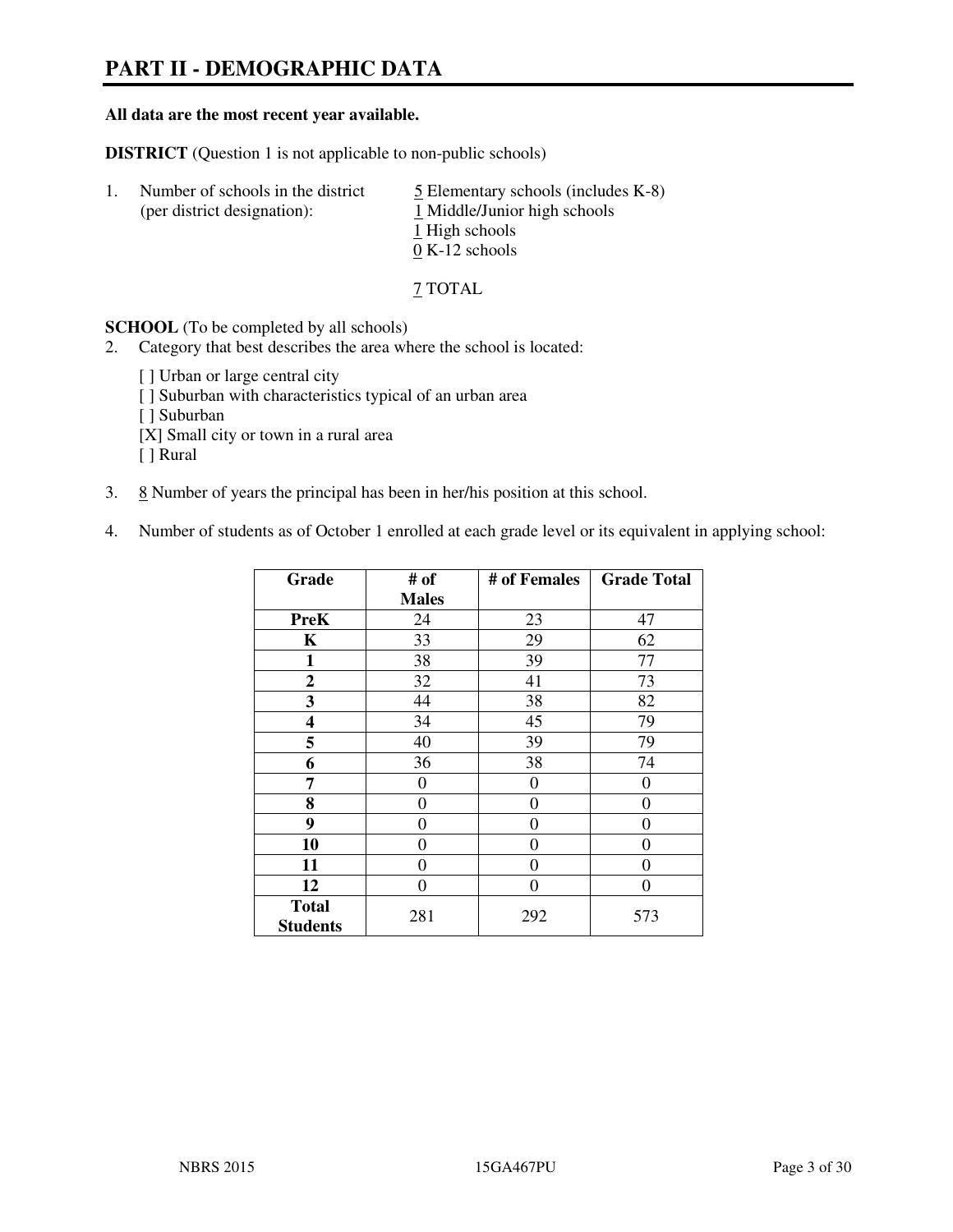# PART II - DEMOGRAPHIC DATA

**All data are the most recent year available.**

**DISTRICT** (Question 1 is not applicable to non-public schools)

1. Number of schools in the district (per district designation):
   - 5 Elementary schools (includes K-8)
   - 1 Middle/Junior high schools
   - 1 High schools
   - 0 K-12 schools

   7 TOTAL

**SCHOOL** (To be completed by all schools)

2. Category that best describes the area where the school is located:

   [ ] Urban or large central city
   [ ] Suburban with characteristics typical of an urban area
   [ ] Suburban
   [X] Small city or town in a rural area
   [ ] Rural

3. 8 Number of years the principal has been in her/his position at this school.

4. Number of students as of October 1 enrolled at each grade level or its equivalent in applying school:

| Grade | # of Males | # of Females | Grade Total |
|---|---|---|---|
| **PreK** | 24 | 23 | 47 |
| **K** | 33 | 29 | 62 |
| **1** | 38 | 39 | 77 |
| **2** | 32 | 41 | 73 |
| **3** | 44 | 38 | 82 |
| **4** | 34 | 45 | 79 |
| **5** | 40 | 39 | 79 |
| **6** | 36 | 38 | 74 |
| **7** | 0 | 0 | 0 |
| **8** | 0 | 0 | 0 |
| **9** | 0 | 0 | 0 |
| **10** | 0 | 0 | 0 |
| **11** | 0 | 0 | 0 |
| **12** | 0 | 0 | 0 |
| **Total Students** | 281 | 292 | 573 |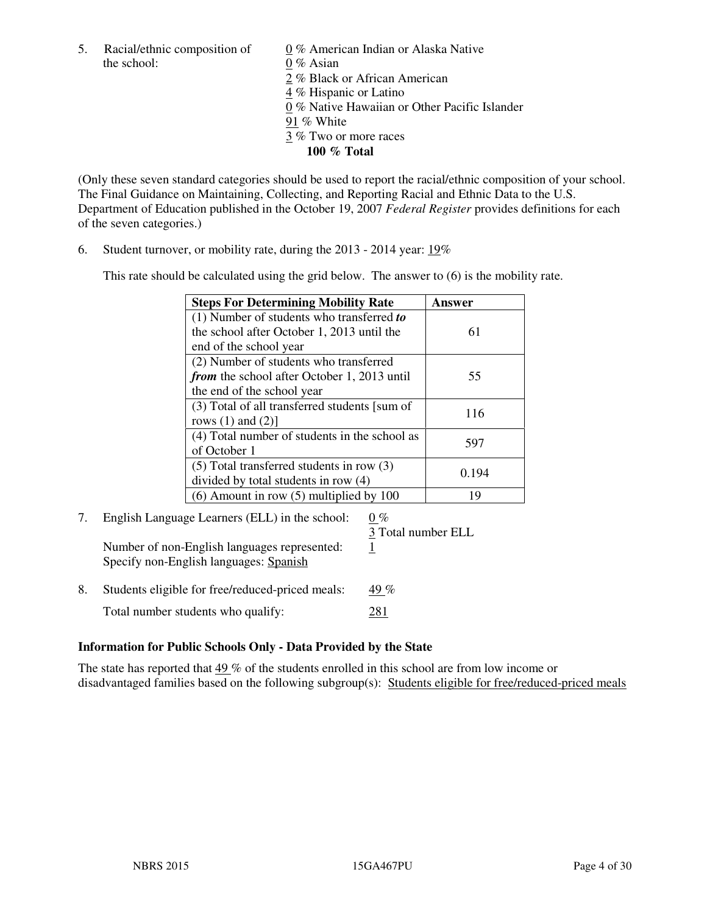5. Racial/ethnic composition of the school:

   0 % American Indian or Alaska Native
   0 % Asian
   2 % Black or African American
   4 % Hispanic or Latino
   0 % Native Hawaiian or Other Pacific Islander
   91 % White
   3 % Two or more races
   **100 % Total**

(Only these seven standard categories should be used to report the racial/ethnic composition of your school. The Final Guidance on Maintaining, Collecting, and Reporting Racial and Ethnic Data to the U.S. Department of Education published in the October 19, 2007 *Federal Register* provides definitions for each of the seven categories.)

6. Student turnover, or mobility rate, during the 2013 - 2014 year: 19%

   This rate should be calculated using the grid below. The answer to (6) is the mobility rate.

| **Steps For Determining Mobility Rate** | **Answer** |
|---|---|
| (1) Number of students who transferred ***to*** the school after October 1, 2013 until the end of the school year | 61 |
| (2) Number of students who transferred ***from*** the school after October 1, 2013 until the end of the school year | 55 |
| (3) Total of all transferred students [sum of rows (1) and (2)] | 116 |
| (4) Total number of students in the school as of October 1 | 597 |
| (5) Total transferred students in row (3) divided by total students in row (4) | 0.194 |
| (6) Amount in row (5) multiplied by 100 | 19 |

7. English Language Learners (ELL) in the school: 0 %
   3 Total number ELL

   Number of non-English languages represented: 1
   Specify non-English languages: Spanish

8. Students eligible for free/reduced-priced meals: 49 %

   Total number students who qualify: 281

**Information for Public Schools Only - Data Provided by the State**

The state has reported that 49 % of the students enrolled in this school are from low income or disadvantaged families based on the following subgroup(s): Students eligible for free/reduced-priced meals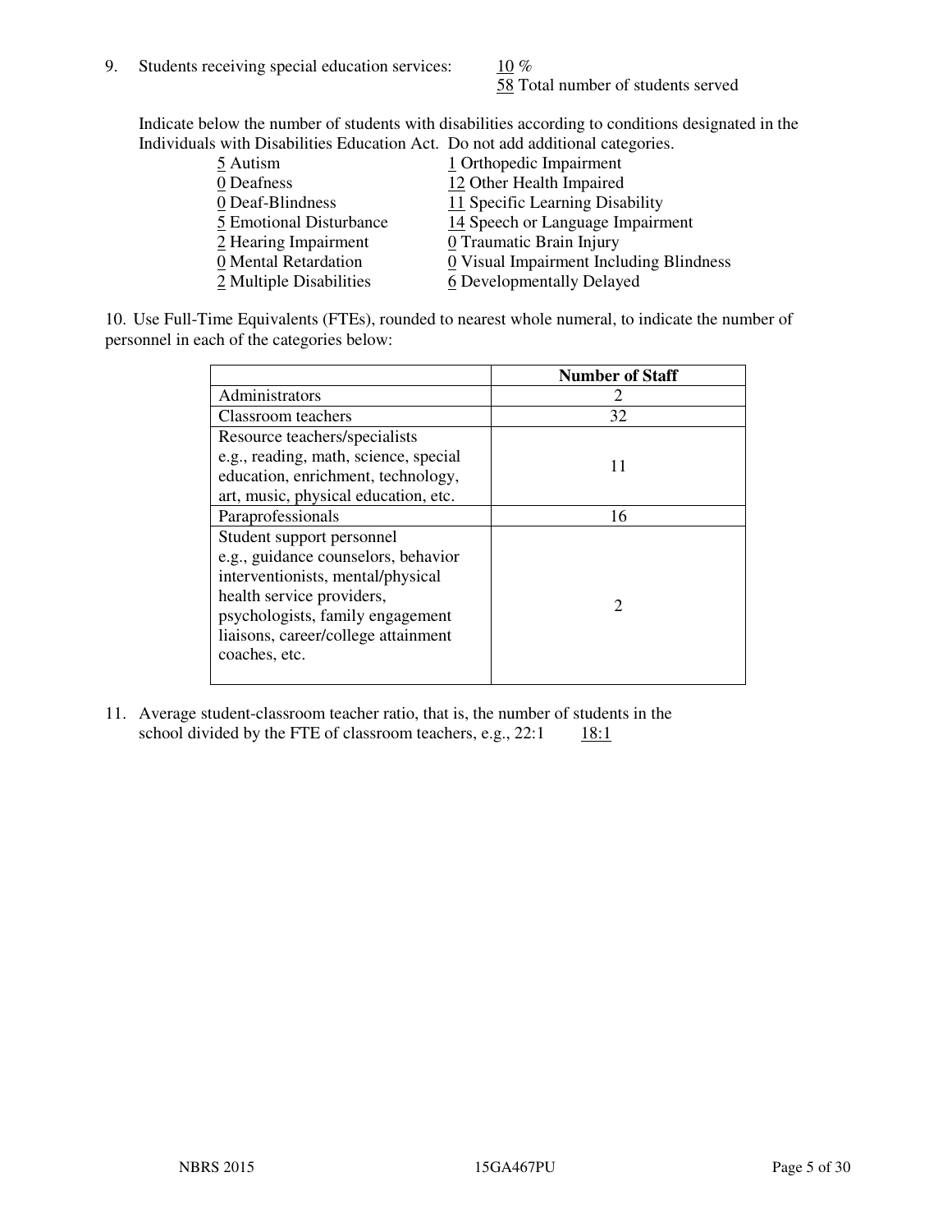9. Students receiving special education services: 10 %
   58 Total number of students served

Indicate below the number of students with disabilities according to conditions designated in the Individuals with Disabilities Education Act. Do not add additional categories.

| | |
|---|---|
| 5 Autism | 1 Orthopedic Impairment |
| 0 Deafness | 12 Other Health Impaired |
| 0 Deaf-Blindness | 11 Specific Learning Disability |
| 5 Emotional Disturbance | 14 Speech or Language Impairment |
| 2 Hearing Impairment | 0 Traumatic Brain Injury |
| 0 Mental Retardation | 0 Visual Impairment Including Blindness |
| 2 Multiple Disabilities | 6 Developmentally Delayed |

10. Use Full-Time Equivalents (FTEs), rounded to nearest whole numeral, to indicate the number of personnel in each of the categories below:

| | Number of Staff |
|---|---|
| Administrators | 2 |
| Classroom teachers | 32 |
| Resource teachers/specialists e.g., reading, math, science, special education, enrichment, technology, art, music, physical education, etc. | 11 |
| Paraprofessionals | 16 |
| Student support personnel e.g., guidance counselors, behavior interventionists, mental/physical health service providers, psychologists, family engagement liaisons, career/college attainment coaches, etc. | 2 |

11. Average student-classroom teacher ratio, that is, the number of students in the school divided by the FTE of classroom teachers, e.g., 22:1 18:1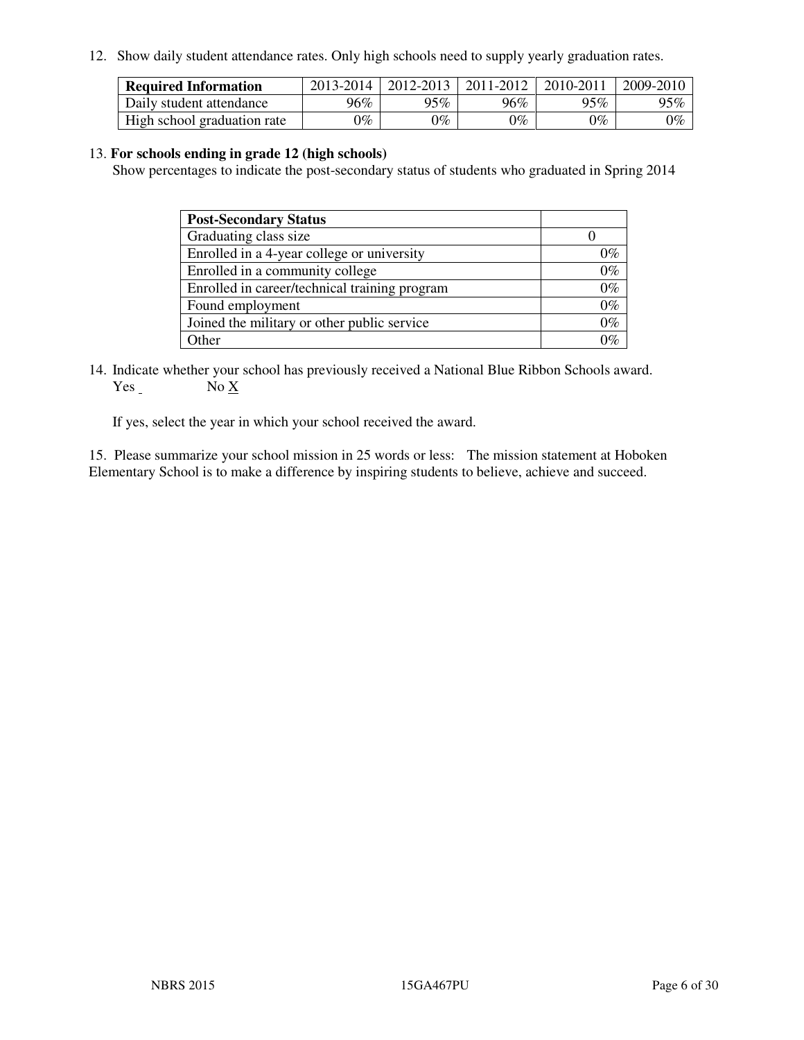12. Show daily student attendance rates. Only high schools need to supply yearly graduation rates.

| Required Information | 2013-2014 | 2012-2013 | 2011-2012 | 2010-2011 | 2009-2010 |
|---|---|---|---|---|---|
| Daily student attendance | 96% | 95% | 96% | 95% | 95% |
| High school graduation rate | 0% | 0% | 0% | 0% | 0% |

13. **For schools ending in grade 12 (high schools)**
Show percentages to indicate the post-secondary status of students who graduated in Spring 2014

| Post-Secondary Status | |
|---|---|
| Graduating class size | 0 |
| Enrolled in a 4-year college or university | 0% |
| Enrolled in a community college | 0% |
| Enrolled in career/technical training program | 0% |
| Found employment | 0% |
| Joined the military or other public service | 0% |
| Other | 0% |

14. Indicate whether your school has previously received a National Blue Ribbon Schools award.
Yes _ No X

If yes, select the year in which your school received the award.

15. Please summarize your school mission in 25 words or less: The mission statement at Hoboken Elementary School is to make a difference by inspiring students to believe, achieve and succeed.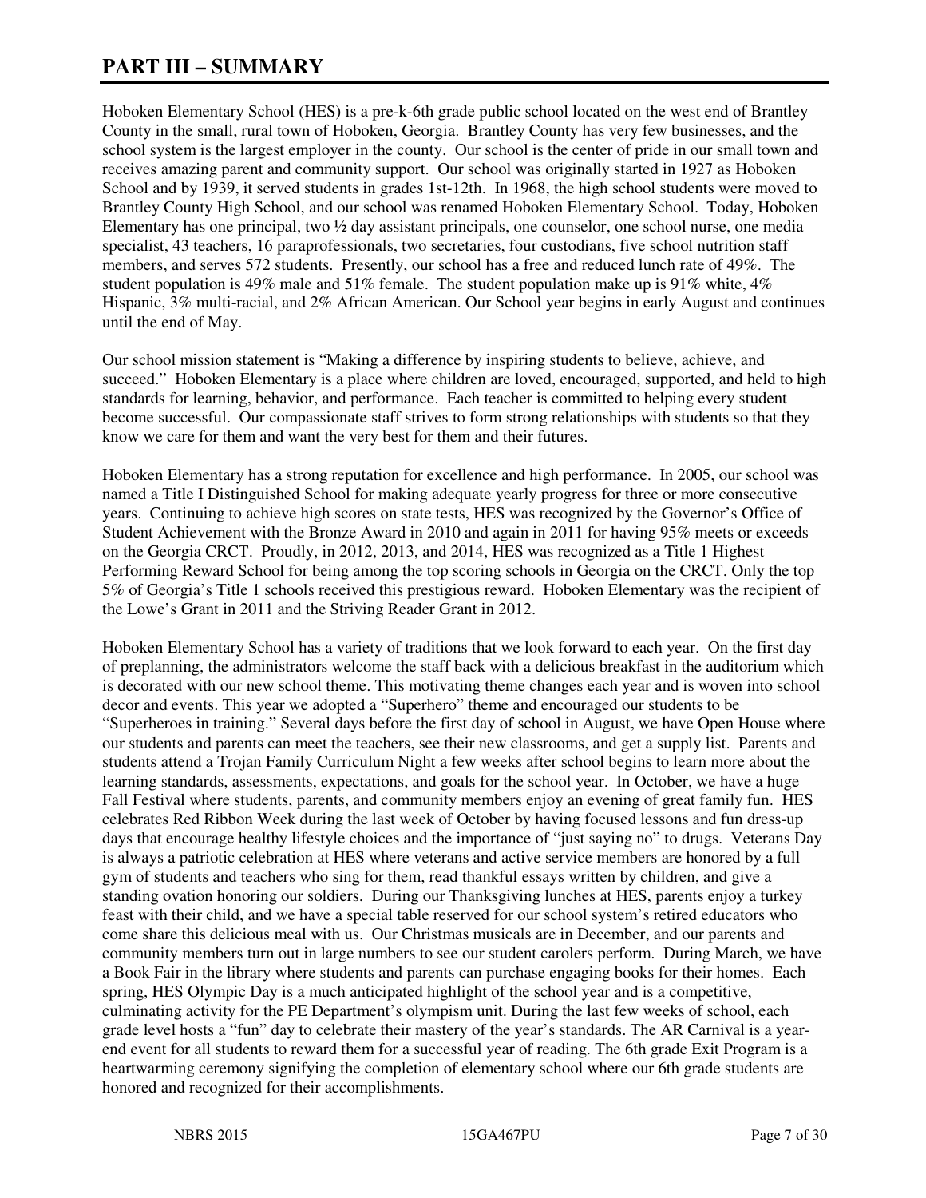# PART III – SUMMARY

Hoboken Elementary School (HES) is a pre-k-6th grade public school located on the west end of Brantley County in the small, rural town of Hoboken, Georgia. Brantley County has very few businesses, and the school system is the largest employer in the county. Our school is the center of pride in our small town and receives amazing parent and community support. Our school was originally started in 1927 as Hoboken School and by 1939, it served students in grades 1st-12th. In 1968, the high school students were moved to Brantley County High School, and our school was renamed Hoboken Elementary School. Today, Hoboken Elementary has one principal, two ½ day assistant principals, one counselor, one school nurse, one media specialist, 43 teachers, 16 paraprofessionals, two secretaries, four custodians, five school nutrition staff members, and serves 572 students. Presently, our school has a free and reduced lunch rate of 49%. The student population is 49% male and 51% female. The student population make up is 91% white, 4% Hispanic, 3% multi-racial, and 2% African American. Our School year begins in early August and continues until the end of May.

Our school mission statement is "Making a difference by inspiring students to believe, achieve, and succeed." Hoboken Elementary is a place where children are loved, encouraged, supported, and held to high standards for learning, behavior, and performance. Each teacher is committed to helping every student become successful. Our compassionate staff strives to form strong relationships with students so that they know we care for them and want the very best for them and their futures.

Hoboken Elementary has a strong reputation for excellence and high performance. In 2005, our school was named a Title I Distinguished School for making adequate yearly progress for three or more consecutive years. Continuing to achieve high scores on state tests, HES was recognized by the Governor's Office of Student Achievement with the Bronze Award in 2010 and again in 2011 for having 95% meets or exceeds on the Georgia CRCT. Proudly, in 2012, 2013, and 2014, HES was recognized as a Title 1 Highest Performing Reward School for being among the top scoring schools in Georgia on the CRCT. Only the top 5% of Georgia's Title 1 schools received this prestigious reward. Hoboken Elementary was the recipient of the Lowe's Grant in 2011 and the Striving Reader Grant in 2012.

Hoboken Elementary School has a variety of traditions that we look forward to each year. On the first day of preplanning, the administrators welcome the staff back with a delicious breakfast in the auditorium which is decorated with our new school theme. This motivating theme changes each year and is woven into school decor and events. This year we adopted a "Superhero" theme and encouraged our students to be "Superheroes in training." Several days before the first day of school in August, we have Open House where our students and parents can meet the teachers, see their new classrooms, and get a supply list. Parents and students attend a Trojan Family Curriculum Night a few weeks after school begins to learn more about the learning standards, assessments, expectations, and goals for the school year. In October, we have a huge Fall Festival where students, parents, and community members enjoy an evening of great family fun. HES celebrates Red Ribbon Week during the last week of October by having focused lessons and fun dress-up days that encourage healthy lifestyle choices and the importance of "just saying no" to drugs. Veterans Day is always a patriotic celebration at HES where veterans and active service members are honored by a full gym of students and teachers who sing for them, read thankful essays written by children, and give a standing ovation honoring our soldiers. During our Thanksgiving lunches at HES, parents enjoy a turkey feast with their child, and we have a special table reserved for our school system's retired educators who come share this delicious meal with us. Our Christmas musicals are in December, and our parents and community members turn out in large numbers to see our student carolers perform. During March, we have a Book Fair in the library where students and parents can purchase engaging books for their homes. Each spring, HES Olympic Day is a much anticipated highlight of the school year and is a competitive, culminating activity for the PE Department's olympism unit. During the last few weeks of school, each grade level hosts a "fun" day to celebrate their mastery of the year's standards. The AR Carnival is a year-end event for all students to reward them for a successful year of reading. The 6th grade Exit Program is a heartwarming ceremony signifying the completion of elementary school where our 6th grade students are honored and recognized for their accomplishments.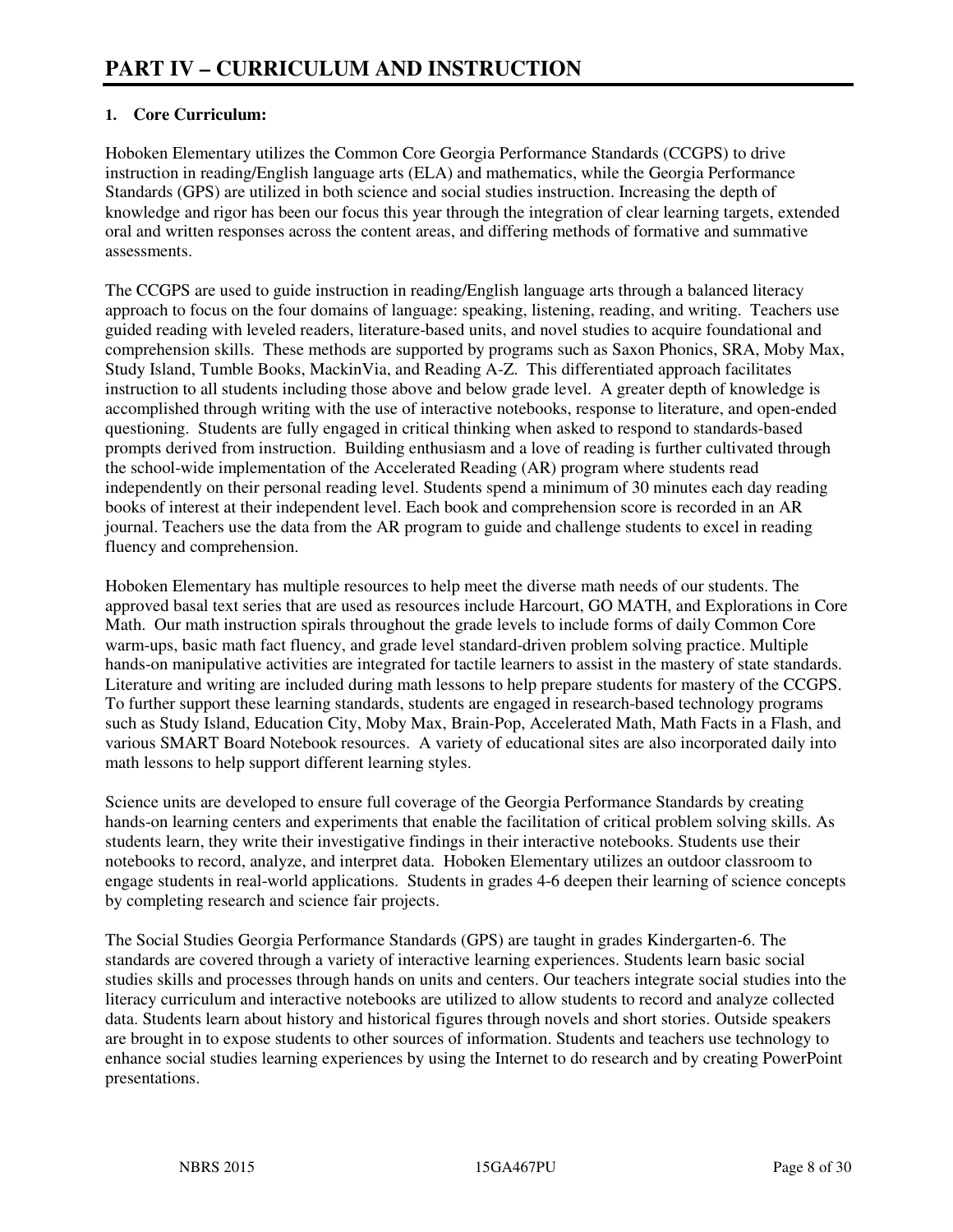# PART IV – CURRICULUM AND INSTRUCTION

**1. Core Curriculum:**

Hoboken Elementary utilizes the Common Core Georgia Performance Standards (CCGPS) to drive instruction in reading/English language arts (ELA) and mathematics, while the Georgia Performance Standards (GPS) are utilized in both science and social studies instruction. Increasing the depth of knowledge and rigor has been our focus this year through the integration of clear learning targets, extended oral and written responses across the content areas, and differing methods of formative and summative assessments.

The CCGPS are used to guide instruction in reading/English language arts through a balanced literacy approach to focus on the four domains of language: speaking, listening, reading, and writing. Teachers use guided reading with leveled readers, literature-based units, and novel studies to acquire foundational and comprehension skills. These methods are supported by programs such as Saxon Phonics, SRA, Moby Max, Study Island, Tumble Books, MackinVia, and Reading A-Z. This differentiated approach facilitates instruction to all students including those above and below grade level. A greater depth of knowledge is accomplished through writing with the use of interactive notebooks, response to literature, and open-ended questioning. Students are fully engaged in critical thinking when asked to respond to standards-based prompts derived from instruction. Building enthusiasm and a love of reading is further cultivated through the school-wide implementation of the Accelerated Reading (AR) program where students read independently on their personal reading level. Students spend a minimum of 30 minutes each day reading books of interest at their independent level. Each book and comprehension score is recorded in an AR journal. Teachers use the data from the AR program to guide and challenge students to excel in reading fluency and comprehension.

Hoboken Elementary has multiple resources to help meet the diverse math needs of our students. The approved basal text series that are used as resources include Harcourt, GO MATH, and Explorations in Core Math. Our math instruction spirals throughout the grade levels to include forms of daily Common Core warm-ups, basic math fact fluency, and grade level standard-driven problem solving practice. Multiple hands-on manipulative activities are integrated for tactile learners to assist in the mastery of state standards. Literature and writing are included during math lessons to help prepare students for mastery of the CCGPS. To further support these learning standards, students are engaged in research-based technology programs such as Study Island, Education City, Moby Max, Brain-Pop, Accelerated Math, Math Facts in a Flash, and various SMART Board Notebook resources. A variety of educational sites are also incorporated daily into math lessons to help support different learning styles.

Science units are developed to ensure full coverage of the Georgia Performance Standards by creating hands-on learning centers and experiments that enable the facilitation of critical problem solving skills. As students learn, they write their investigative findings in their interactive notebooks. Students use their notebooks to record, analyze, and interpret data. Hoboken Elementary utilizes an outdoor classroom to engage students in real-world applications. Students in grades 4-6 deepen their learning of science concepts by completing research and science fair projects.

The Social Studies Georgia Performance Standards (GPS) are taught in grades Kindergarten-6. The standards are covered through a variety of interactive learning experiences. Students learn basic social studies skills and processes through hands on units and centers. Our teachers integrate social studies into the literacy curriculum and interactive notebooks are utilized to allow students to record and analyze collected data. Students learn about history and historical figures through novels and short stories. Outside speakers are brought in to expose students to other sources of information. Students and teachers use technology to enhance social studies learning experiences by using the Internet to do research and by creating PowerPoint presentations.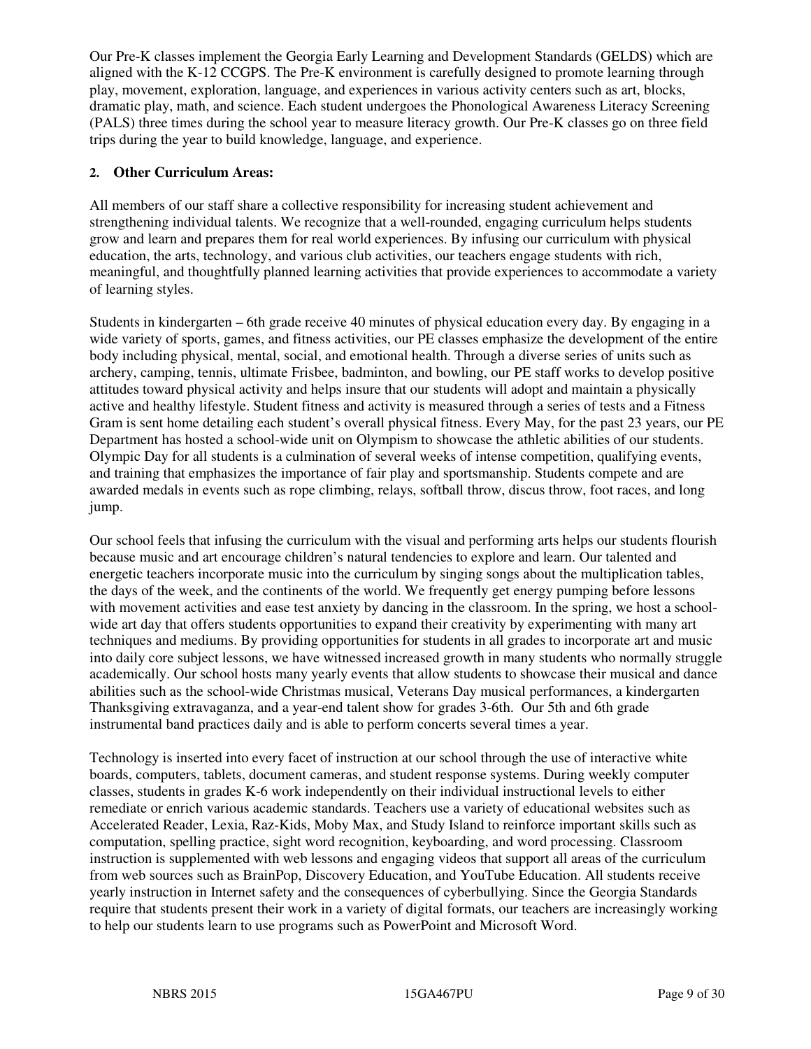Our Pre-K classes implement the Georgia Early Learning and Development Standards (GELDS) which are aligned with the K-12 CCGPS. The Pre-K environment is carefully designed to promote learning through play, movement, exploration, language, and experiences in various activity centers such as art, blocks, dramatic play, math, and science. Each student undergoes the Phonological Awareness Literacy Screening (PALS) three times during the school year to measure literacy growth. Our Pre-K classes go on three field trips during the year to build knowledge, language, and experience.

**2. Other Curriculum Areas:**

All members of our staff share a collective responsibility for increasing student achievement and strengthening individual talents. We recognize that a well-rounded, engaging curriculum helps students grow and learn and prepares them for real world experiences. By infusing our curriculum with physical education, the arts, technology, and various club activities, our teachers engage students with rich, meaningful, and thoughtfully planned learning activities that provide experiences to accommodate a variety of learning styles.

Students in kindergarten – 6th grade receive 40 minutes of physical education every day. By engaging in a wide variety of sports, games, and fitness activities, our PE classes emphasize the development of the entire body including physical, mental, social, and emotional health. Through a diverse series of units such as archery, camping, tennis, ultimate Frisbee, badminton, and bowling, our PE staff works to develop positive attitudes toward physical activity and helps insure that our students will adopt and maintain a physically active and healthy lifestyle. Student fitness and activity is measured through a series of tests and a Fitness Gram is sent home detailing each student's overall physical fitness. Every May, for the past 23 years, our PE Department has hosted a school-wide unit on Olympism to showcase the athletic abilities of our students. Olympic Day for all students is a culmination of several weeks of intense competition, qualifying events, and training that emphasizes the importance of fair play and sportsmanship. Students compete and are awarded medals in events such as rope climbing, relays, softball throw, discus throw, foot races, and long jump.

Our school feels that infusing the curriculum with the visual and performing arts helps our students flourish because music and art encourage children's natural tendencies to explore and learn. Our talented and energetic teachers incorporate music into the curriculum by singing songs about the multiplication tables, the days of the week, and the continents of the world. We frequently get energy pumping before lessons with movement activities and ease test anxiety by dancing in the classroom. In the spring, we host a school-wide art day that offers students opportunities to expand their creativity by experimenting with many art techniques and mediums. By providing opportunities for students in all grades to incorporate art and music into daily core subject lessons, we have witnessed increased growth in many students who normally struggle academically. Our school hosts many yearly events that allow students to showcase their musical and dance abilities such as the school-wide Christmas musical, Veterans Day musical performances, a kindergarten Thanksgiving extravaganza, and a year-end talent show for grades 3-6th. Our 5th and 6th grade instrumental band practices daily and is able to perform concerts several times a year.

Technology is inserted into every facet of instruction at our school through the use of interactive white boards, computers, tablets, document cameras, and student response systems. During weekly computer classes, students in grades K-6 work independently on their individual instructional levels to either remediate or enrich various academic standards. Teachers use a variety of educational websites such as Accelerated Reader, Lexia, Raz-Kids, Moby Max, and Study Island to reinforce important skills such as computation, spelling practice, sight word recognition, keyboarding, and word processing. Classroom instruction is supplemented with web lessons and engaging videos that support all areas of the curriculum from web sources such as BrainPop, Discovery Education, and YouTube Education. All students receive yearly instruction in Internet safety and the consequences of cyberbullying. Since the Georgia Standards require that students present their work in a variety of digital formats, our teachers are increasingly working to help our students learn to use programs such as PowerPoint and Microsoft Word.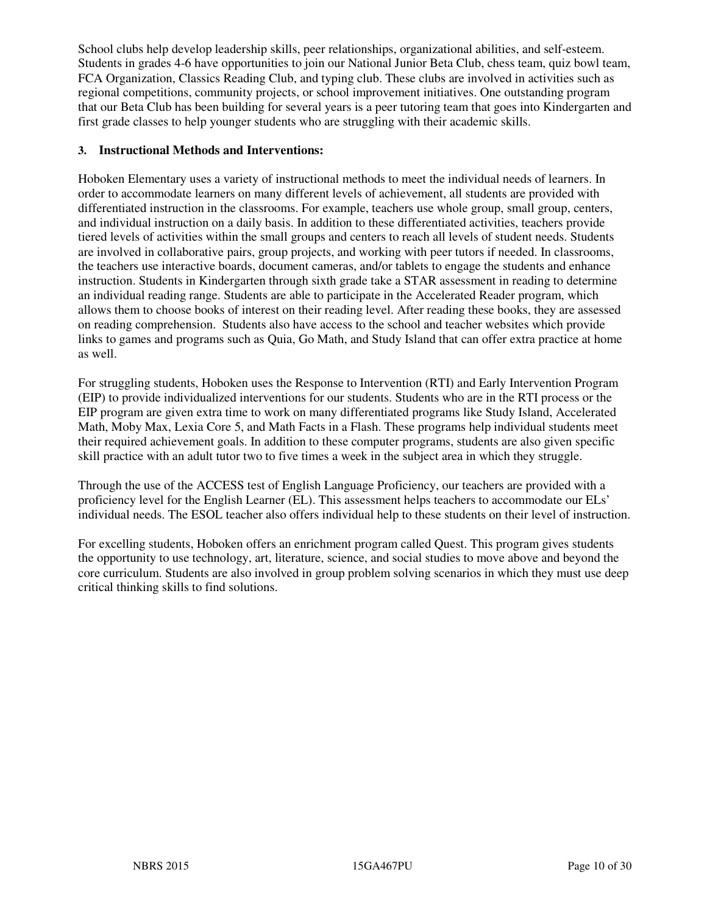School clubs help develop leadership skills, peer relationships, organizational abilities, and self-esteem. Students in grades 4-6 have opportunities to join our National Junior Beta Club, chess team, quiz bowl team, FCA Organization, Classics Reading Club, and typing club. These clubs are involved in activities such as regional competitions, community projects, or school improvement initiatives. One outstanding program that our Beta Club has been building for several years is a peer tutoring team that goes into Kindergarten and first grade classes to help younger students who are struggling with their academic skills.

### 3. Instructional Methods and Interventions:

Hoboken Elementary uses a variety of instructional methods to meet the individual needs of learners. In order to accommodate learners on many different levels of achievement, all students are provided with differentiated instruction in the classrooms. For example, teachers use whole group, small group, centers, and individual instruction on a daily basis. In addition to these differentiated activities, teachers provide tiered levels of activities within the small groups and centers to reach all levels of student needs. Students are involved in collaborative pairs, group projects, and working with peer tutors if needed. In classrooms, the teachers use interactive boards, document cameras, and/or tablets to engage the students and enhance instruction. Students in Kindergarten through sixth grade take a STAR assessment in reading to determine an individual reading range. Students are able to participate in the Accelerated Reader program, which allows them to choose books of interest on their reading level. After reading these books, they are assessed on reading comprehension. Students also have access to the school and teacher websites which provide links to games and programs such as Quia, Go Math, and Study Island that can offer extra practice at home as well.

For struggling students, Hoboken uses the Response to Intervention (RTI) and Early Intervention Program (EIP) to provide individualized interventions for our students. Students who are in the RTI process or the EIP program are given extra time to work on many differentiated programs like Study Island, Accelerated Math, Moby Max, Lexia Core 5, and Math Facts in a Flash. These programs help individual students meet their required achievement goals. In addition to these computer programs, students are also given specific skill practice with an adult tutor two to five times a week in the subject area in which they struggle.

Through the use of the ACCESS test of English Language Proficiency, our teachers are provided with a proficiency level for the English Learner (EL). This assessment helps teachers to accommodate our ELs' individual needs. The ESOL teacher also offers individual help to these students on their level of instruction.

For excelling students, Hoboken offers an enrichment program called Quest. This program gives students the opportunity to use technology, art, literature, science, and social studies to move above and beyond the core curriculum. Students are also involved in group problem solving scenarios in which they must use deep critical thinking skills to find solutions.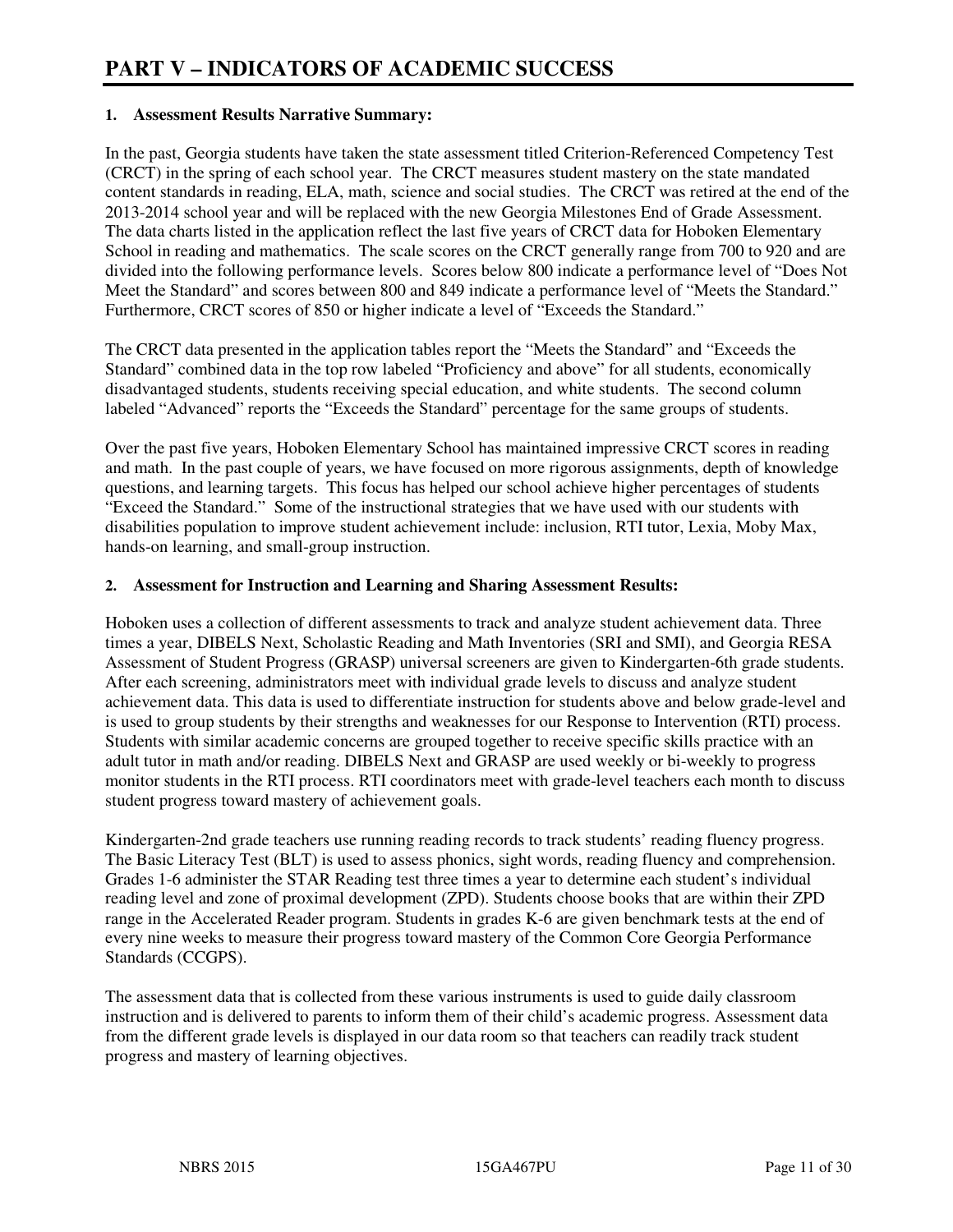# PART V – INDICATORS OF ACADEMIC SUCCESS

**1. Assessment Results Narrative Summary:**

In the past, Georgia students have taken the state assessment titled Criterion-Referenced Competency Test (CRCT) in the spring of each school year. The CRCT measures student mastery on the state mandated content standards in reading, ELA, math, science and social studies. The CRCT was retired at the end of the 2013-2014 school year and will be replaced with the new Georgia Milestones End of Grade Assessment. The data charts listed in the application reflect the last five years of CRCT data for Hoboken Elementary School in reading and mathematics. The scale scores on the CRCT generally range from 700 to 920 and are divided into the following performance levels. Scores below 800 indicate a performance level of "Does Not Meet the Standard" and scores between 800 and 849 indicate a performance level of "Meets the Standard." Furthermore, CRCT scores of 850 or higher indicate a level of "Exceeds the Standard."

The CRCT data presented in the application tables report the "Meets the Standard" and "Exceeds the Standard" combined data in the top row labeled "Proficiency and above" for all students, economically disadvantaged students, students receiving special education, and white students. The second column labeled "Advanced" reports the "Exceeds the Standard" percentage for the same groups of students.

Over the past five years, Hoboken Elementary School has maintained impressive CRCT scores in reading and math. In the past couple of years, we have focused on more rigorous assignments, depth of knowledge questions, and learning targets. This focus has helped our school achieve higher percentages of students "Exceed the Standard." Some of the instructional strategies that we have used with our students with disabilities population to improve student achievement include: inclusion, RTI tutor, Lexia, Moby Max, hands-on learning, and small-group instruction.

**2. Assessment for Instruction and Learning and Sharing Assessment Results:**

Hoboken uses a collection of different assessments to track and analyze student achievement data. Three times a year, DIBELS Next, Scholastic Reading and Math Inventories (SRI and SMI), and Georgia RESA Assessment of Student Progress (GRASP) universal screeners are given to Kindergarten-6th grade students. After each screening, administrators meet with individual grade levels to discuss and analyze student achievement data. This data is used to differentiate instruction for students above and below grade-level and is used to group students by their strengths and weaknesses for our Response to Intervention (RTI) process. Students with similar academic concerns are grouped together to receive specific skills practice with an adult tutor in math and/or reading. DIBELS Next and GRASP are used weekly or bi-weekly to progress monitor students in the RTI process. RTI coordinators meet with grade-level teachers each month to discuss student progress toward mastery of achievement goals.

Kindergarten-2nd grade teachers use running reading records to track students' reading fluency progress. The Basic Literacy Test (BLT) is used to assess phonics, sight words, reading fluency and comprehension. Grades 1-6 administer the STAR Reading test three times a year to determine each student's individual reading level and zone of proximal development (ZPD). Students choose books that are within their ZPD range in the Accelerated Reader program. Students in grades K-6 are given benchmark tests at the end of every nine weeks to measure their progress toward mastery of the Common Core Georgia Performance Standards (CCGPS).

The assessment data that is collected from these various instruments is used to guide daily classroom instruction and is delivered to parents to inform them of their child's academic progress. Assessment data from the different grade levels is displayed in our data room so that teachers can readily track student progress and mastery of learning objectives.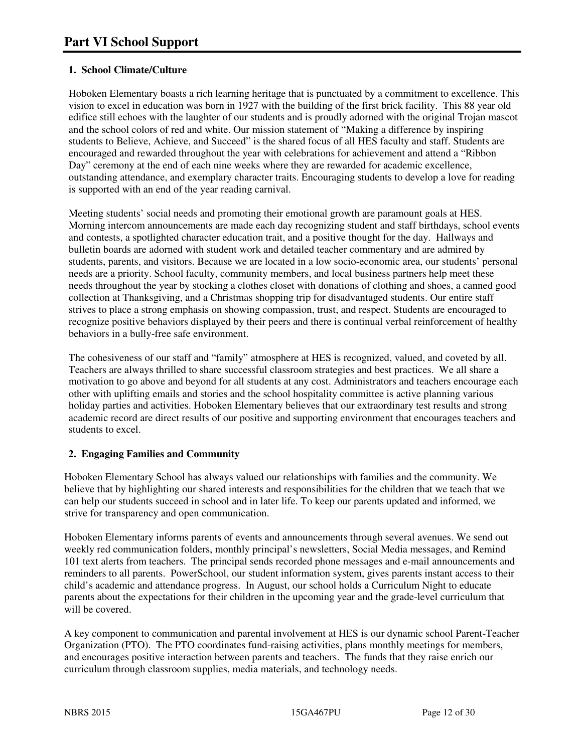# Part VI School Support

## 1. School Climate/Culture

Hoboken Elementary boasts a rich learning heritage that is punctuated by a commitment to excellence. This vision to excel in education was born in 1927 with the building of the first brick facility. This 88 year old edifice still echoes with the laughter of our students and is proudly adorned with the original Trojan mascot and the school colors of red and white. Our mission statement of "Making a difference by inspiring students to Believe, Achieve, and Succeed" is the shared focus of all HES faculty and staff. Students are encouraged and rewarded throughout the year with celebrations for achievement and attend a "Ribbon Day" ceremony at the end of each nine weeks where they are rewarded for academic excellence, outstanding attendance, and exemplary character traits. Encouraging students to develop a love for reading is supported with an end of the year reading carnival.

Meeting students' social needs and promoting their emotional growth are paramount goals at HES. Morning intercom announcements are made each day recognizing student and staff birthdays, school events and contests, a spotlighted character education trait, and a positive thought for the day. Hallways and bulletin boards are adorned with student work and detailed teacher commentary and are admired by students, parents, and visitors. Because we are located in a low socio-economic area, our students' personal needs are a priority. School faculty, community members, and local business partners help meet these needs throughout the year by stocking a clothes closet with donations of clothing and shoes, a canned good collection at Thanksgiving, and a Christmas shopping trip for disadvantaged students. Our entire staff strives to place a strong emphasis on showing compassion, trust, and respect. Students are encouraged to recognize positive behaviors displayed by their peers and there is continual verbal reinforcement of healthy behaviors in a bully-free safe environment.

The cohesiveness of our staff and "family" atmosphere at HES is recognized, valued, and coveted by all. Teachers are always thrilled to share successful classroom strategies and best practices. We all share a motivation to go above and beyond for all students at any cost. Administrators and teachers encourage each other with uplifting emails and stories and the school hospitality committee is active planning various holiday parties and activities. Hoboken Elementary believes that our extraordinary test results and strong academic record are direct results of our positive and supporting environment that encourages teachers and students to excel.

## 2. Engaging Families and Community

Hoboken Elementary School has always valued our relationships with families and the community. We believe that by highlighting our shared interests and responsibilities for the children that we teach that we can help our students succeed in school and in later life. To keep our parents updated and informed, we strive for transparency and open communication.

Hoboken Elementary informs parents of events and announcements through several avenues. We send out weekly red communication folders, monthly principal's newsletters, Social Media messages, and Remind 101 text alerts from teachers. The principal sends recorded phone messages and e-mail announcements and reminders to all parents. PowerSchool, our student information system, gives parents instant access to their child's academic and attendance progress. In August, our school holds a Curriculum Night to educate parents about the expectations for their children in the upcoming year and the grade-level curriculum that will be covered.

A key component to communication and parental involvement at HES is our dynamic school Parent-Teacher Organization (PTO). The PTO coordinates fund-raising activities, plans monthly meetings for members, and encourages positive interaction between parents and teachers. The funds that they raise enrich our curriculum through classroom supplies, media materials, and technology needs.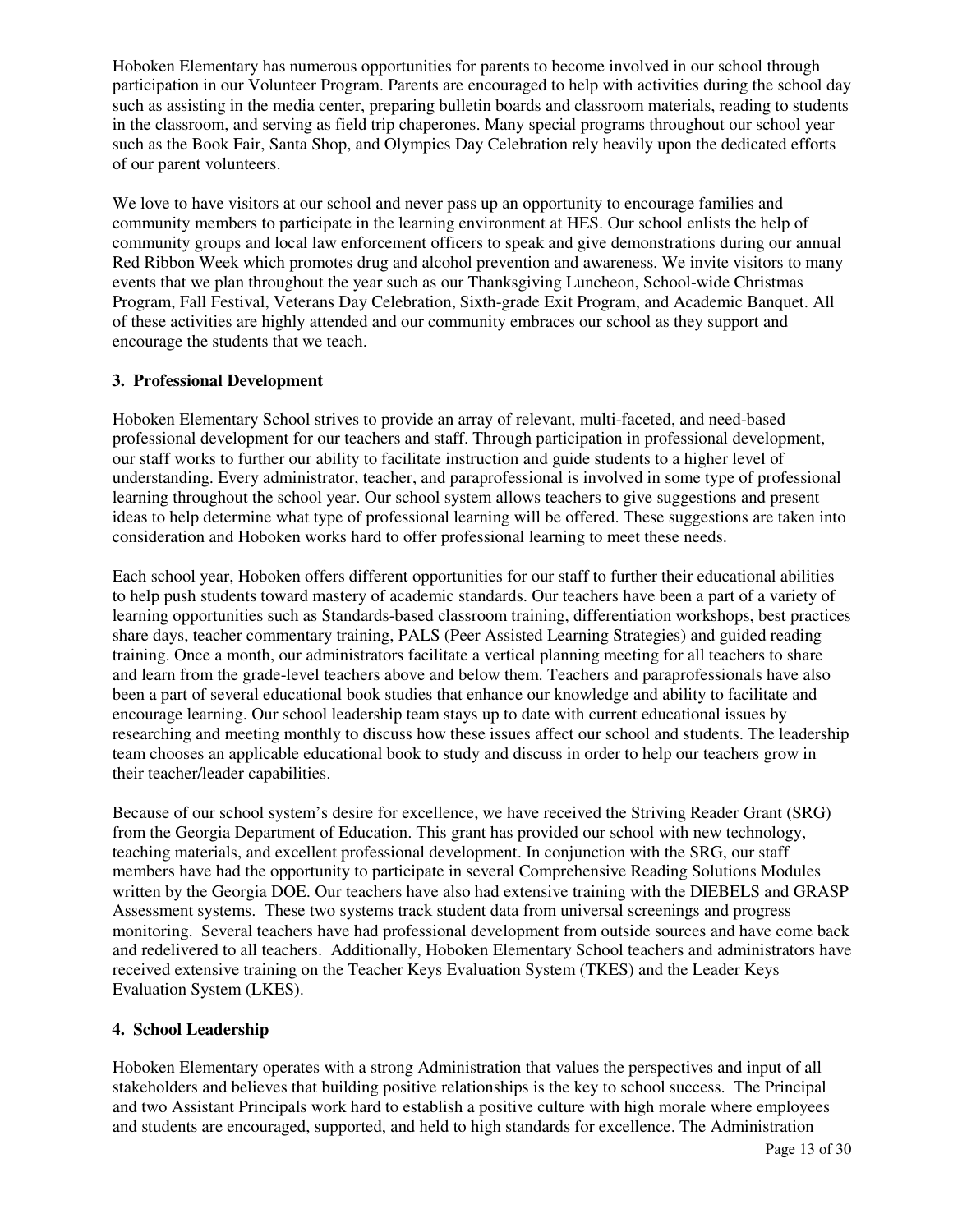Hoboken Elementary has numerous opportunities for parents to become involved in our school through participation in our Volunteer Program. Parents are encouraged to help with activities during the school day such as assisting in the media center, preparing bulletin boards and classroom materials, reading to students in the classroom, and serving as field trip chaperones. Many special programs throughout our school year such as the Book Fair, Santa Shop, and Olympics Day Celebration rely heavily upon the dedicated efforts of our parent volunteers.

We love to have visitors at our school and never pass up an opportunity to encourage families and community members to participate in the learning environment at HES. Our school enlists the help of community groups and local law enforcement officers to speak and give demonstrations during our annual Red Ribbon Week which promotes drug and alcohol prevention and awareness. We invite visitors to many events that we plan throughout the year such as our Thanksgiving Luncheon, School-wide Christmas Program, Fall Festival, Veterans Day Celebration, Sixth-grade Exit Program, and Academic Banquet. All of these activities are highly attended and our community embraces our school as they support and encourage the students that we teach.

### 3. Professional Development

Hoboken Elementary School strives to provide an array of relevant, multi-faceted, and need-based professional development for our teachers and staff. Through participation in professional development, our staff works to further our ability to facilitate instruction and guide students to a higher level of understanding. Every administrator, teacher, and paraprofessional is involved in some type of professional learning throughout the school year. Our school system allows teachers to give suggestions and present ideas to help determine what type of professional learning will be offered. These suggestions are taken into consideration and Hoboken works hard to offer professional learning to meet these needs.

Each school year, Hoboken offers different opportunities for our staff to further their educational abilities to help push students toward mastery of academic standards. Our teachers have been a part of a variety of learning opportunities such as Standards-based classroom training, differentiation workshops, best practices share days, teacher commentary training, PALS (Peer Assisted Learning Strategies) and guided reading training. Once a month, our administrators facilitate a vertical planning meeting for all teachers to share and learn from the grade-level teachers above and below them. Teachers and paraprofessionals have also been a part of several educational book studies that enhance our knowledge and ability to facilitate and encourage learning. Our school leadership team stays up to date with current educational issues by researching and meeting monthly to discuss how these issues affect our school and students. The leadership team chooses an applicable educational book to study and discuss in order to help our teachers grow in their teacher/leader capabilities.

Because of our school system's desire for excellence, we have received the Striving Reader Grant (SRG) from the Georgia Department of Education. This grant has provided our school with new technology, teaching materials, and excellent professional development. In conjunction with the SRG, our staff members have had the opportunity to participate in several Comprehensive Reading Solutions Modules written by the Georgia DOE. Our teachers have also had extensive training with the DIEBELS and GRASP Assessment systems. These two systems track student data from universal screenings and progress monitoring. Several teachers have had professional development from outside sources and have come back and redelivered to all teachers. Additionally, Hoboken Elementary School teachers and administrators have received extensive training on the Teacher Keys Evaluation System (TKES) and the Leader Keys Evaluation System (LKES).

### 4. School Leadership

Hoboken Elementary operates with a strong Administration that values the perspectives and input of all stakeholders and believes that building positive relationships is the key to school success. The Principal and two Assistant Principals work hard to establish a positive culture with high morale where employees and students are encouraged, supported, and held to high standards for excellence. The Administration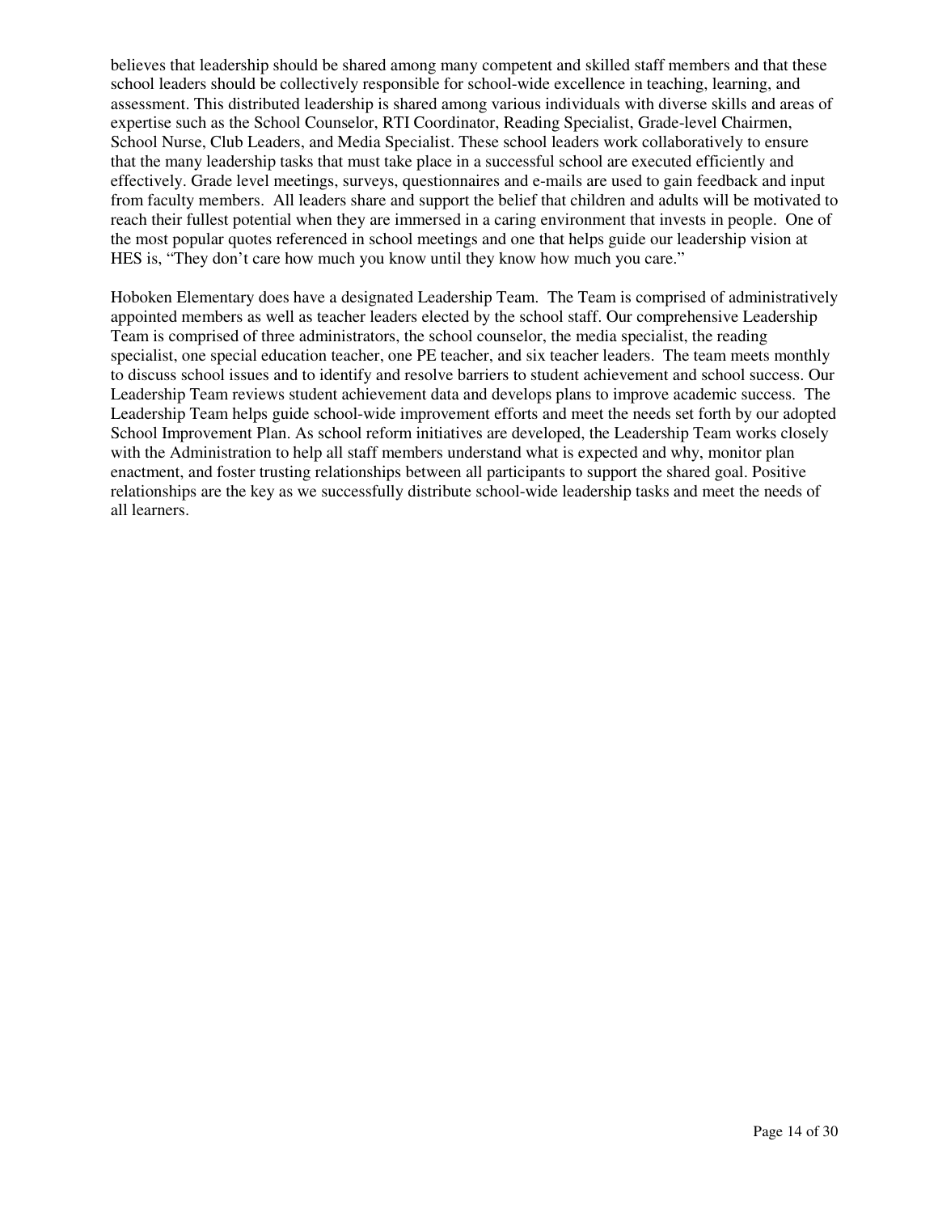believes that leadership should be shared among many competent and skilled staff members and that these school leaders should be collectively responsible for school-wide excellence in teaching, learning, and assessment. This distributed leadership is shared among various individuals with diverse skills and areas of expertise such as the School Counselor, RTI Coordinator, Reading Specialist, Grade-level Chairmen, School Nurse, Club Leaders, and Media Specialist. These school leaders work collaboratively to ensure that the many leadership tasks that must take place in a successful school are executed efficiently and effectively. Grade level meetings, surveys, questionnaires and e-mails are used to gain feedback and input from faculty members. All leaders share and support the belief that children and adults will be motivated to reach their fullest potential when they are immersed in a caring environment that invests in people. One of the most popular quotes referenced in school meetings and one that helps guide our leadership vision at HES is, "They don't care how much you know until they know how much you care."

Hoboken Elementary does have a designated Leadership Team. The Team is comprised of administratively appointed members as well as teacher leaders elected by the school staff. Our comprehensive Leadership Team is comprised of three administrators, the school counselor, the media specialist, the reading specialist, one special education teacher, one PE teacher, and six teacher leaders. The team meets monthly to discuss school issues and to identify and resolve barriers to student achievement and school success. Our Leadership Team reviews student achievement data and develops plans to improve academic success. The Leadership Team helps guide school-wide improvement efforts and meet the needs set forth by our adopted School Improvement Plan. As school reform initiatives are developed, the Leadership Team works closely with the Administration to help all staff members understand what is expected and why, monitor plan enactment, and foster trusting relationships between all participants to support the shared goal. Positive relationships are the key as we successfully distribute school-wide leadership tasks and meet the needs of all learners.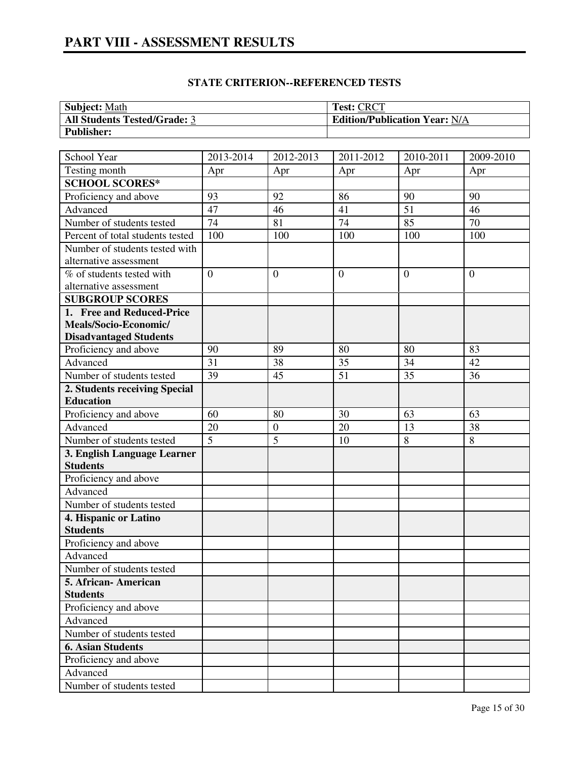# PART VIII - ASSESSMENT RESULTS

**STATE CRITERION--REFERENCED TESTS**

| **Subject:** Math | **Test:** CRCT |
|---|---|
| **All Students Tested/Grade:** 3 | **Edition/Publication Year:** N/A |
| **Publisher:** | |

| School Year | 2013-2014 | 2012-2013 | 2011-2012 | 2010-2011 | 2009-2010 |
|---|---|---|---|---|---|
| Testing month | Apr | Apr | Apr | Apr | Apr |
| **SCHOOL SCORES*** | | | | | |
| Proficiency and above | 93 | 92 | 86 | 90 | 90 |
| Advanced | 47 | 46 | 41 | 51 | 46 |
| Number of students tested | 74 | 81 | 74 | 85 | 70 |
| Percent of total students tested | 100 | 100 | 100 | 100 | 100 |
| Number of students tested with alternative assessment | | | | | |
| % of students tested with alternative assessment | 0 | 0 | 0 | 0 | 0 |
| **SUBGROUP SCORES** | | | | | |
| **1. Free and Reduced-Price Meals/Socio-Economic/ Disadvantaged Students** | | | | | |
| Proficiency and above | 90 | 89 | 80 | 80 | 83 |
| Advanced | 31 | 38 | 35 | 34 | 42 |
| Number of students tested | 39 | 45 | 51 | 35 | 36 |
| **2. Students receiving Special Education** | | | | | |
| Proficiency and above | 60 | 80 | 30 | 63 | 63 |
| Advanced | 20 | 0 | 20 | 13 | 38 |
| Number of students tested | 5 | 5 | 10 | 8 | 8 |
| **3. English Language Learner Students** | | | | | |
| Proficiency and above | | | | | |
| Advanced | | | | | |
| Number of students tested | | | | | |
| **4. Hispanic or Latino Students** | | | | | |
| Proficiency and above | | | | | |
| Advanced | | | | | |
| Number of students tested | | | | | |
| **5. African- American Students** | | | | | |
| Proficiency and above | | | | | |
| Advanced | | | | | |
| Number of students tested | | | | | |
| **6. Asian Students** | | | | | |
| Proficiency and above | | | | | |
| Advanced | | | | | |
| Number of students tested | | | | | |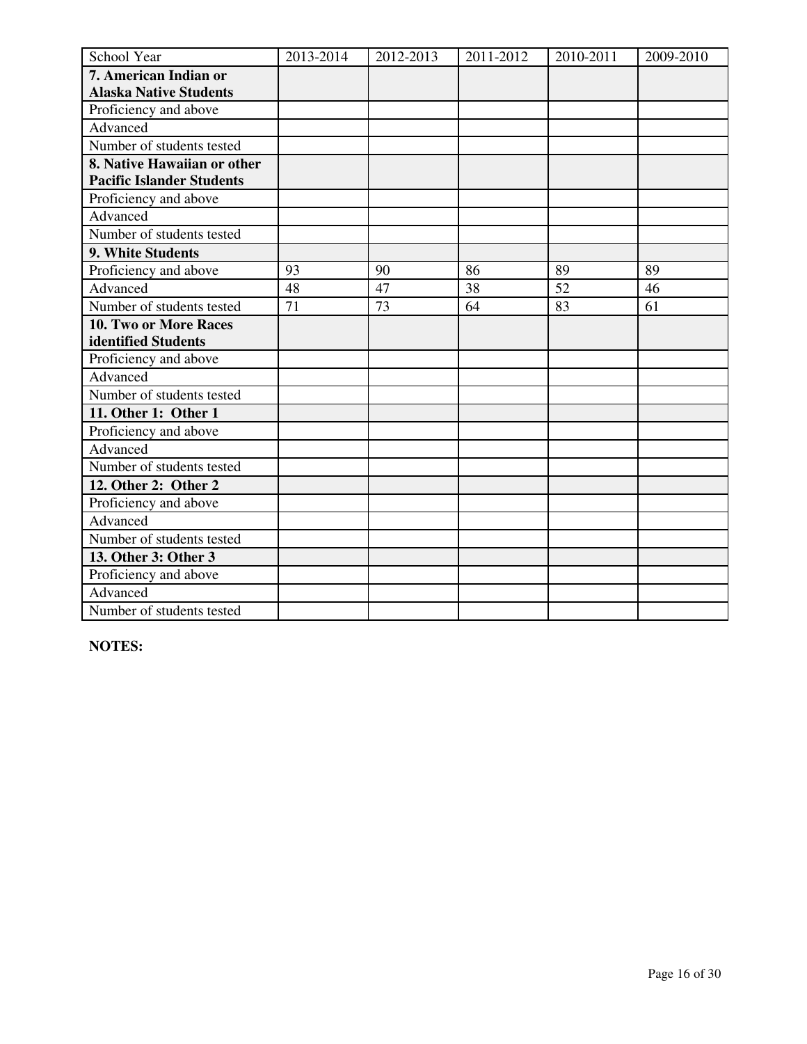| School Year | 2013-2014 | 2012-2013 | 2011-2012 | 2010-2011 | 2009-2010 |
|---|---|---|---|---|---|
| **7. American Indian or Alaska Native Students** | | | | | |
| Proficiency and above | | | | | |
| Advanced | | | | | |
| Number of students tested | | | | | |
| **8. Native Hawaiian or other Pacific Islander Students** | | | | | |
| Proficiency and above | | | | | |
| Advanced | | | | | |
| Number of students tested | | | | | |
| **9. White Students** | | | | | |
| Proficiency and above | 93 | 90 | 86 | 89 | 89 |
| Advanced | 48 | 47 | 38 | 52 | 46 |
| Number of students tested | 71 | 73 | 64 | 83 | 61 |
| **10. Two or More Races identified Students** | | | | | |
| Proficiency and above | | | | | |
| Advanced | | | | | |
| Number of students tested | | | | | |
| **11. Other 1: Other 1** | | | | | |
| Proficiency and above | | | | | |
| Advanced | | | | | |
| Number of students tested | | | | | |
| **12. Other 2: Other 2** | | | | | |
| Proficiency and above | | | | | |
| Advanced | | | | | |
| Number of students tested | | | | | |
| **13. Other 3: Other 3** | | | | | |
| Proficiency and above | | | | | |
| Advanced | | | | | |
| Number of students tested | | | | | |

**NOTES:**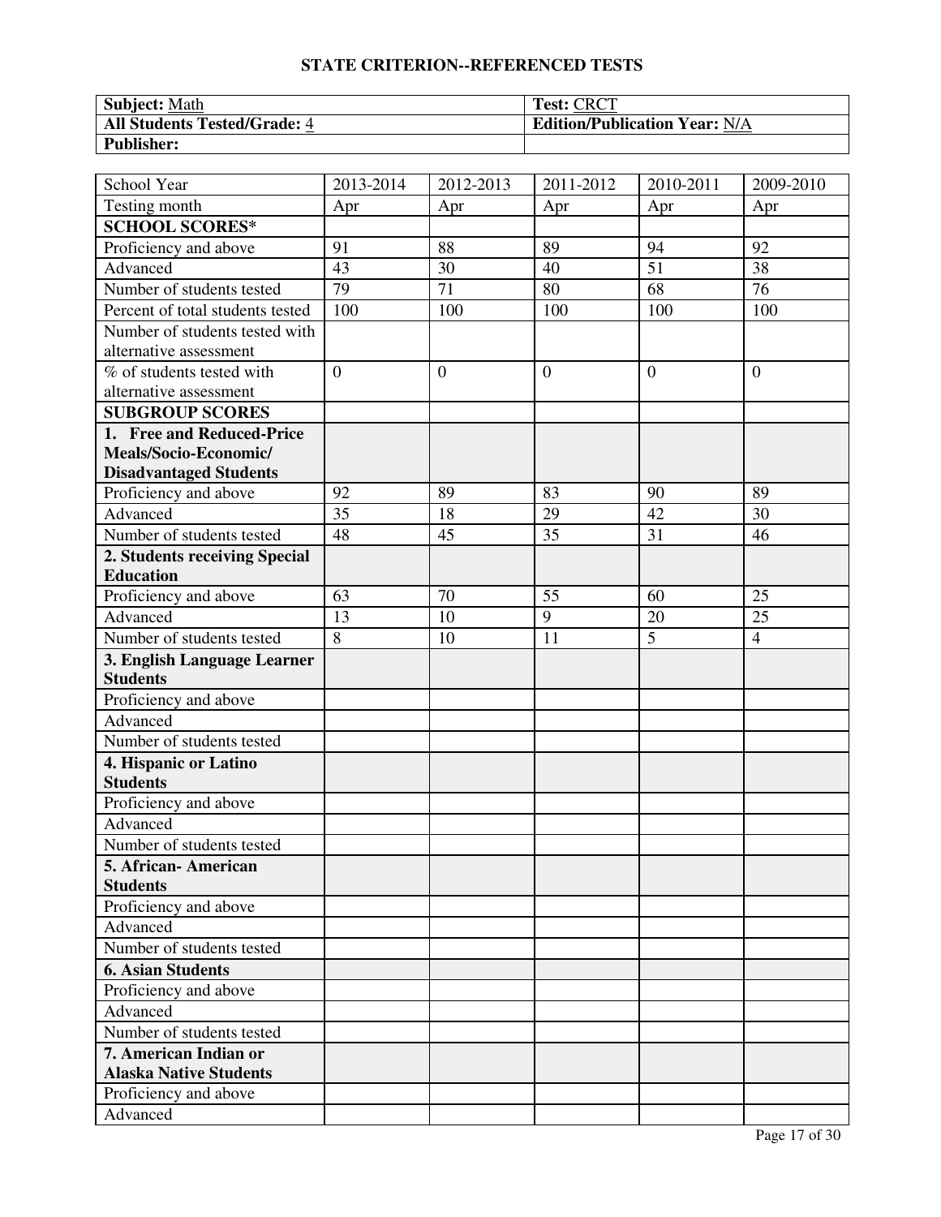# STATE CRITERION--REFERENCED TESTS

| **Subject:** Math | **Test:** CRCT |
|---|---|
| **All Students Tested/Grade:** 4 | **Edition/Publication Year:** N/A |
| **Publisher:** | |

| School Year | 2013-2014 | 2012-2013 | 2011-2012 | 2010-2011 | 2009-2010 |
|---|---|---|---|---|---|
| Testing month | Apr | Apr | Apr | Apr | Apr |
| **SCHOOL SCORES*** | | | | | |
| Proficiency and above | 91 | 88 | 89 | 94 | 92 |
| Advanced | 43 | 30 | 40 | 51 | 38 |
| Number of students tested | 79 | 71 | 80 | 68 | 76 |
| Percent of total students tested | 100 | 100 | 100 | 100 | 100 |
| Number of students tested with alternative assessment | | | | | |
| % of students tested with alternative assessment | 0 | 0 | 0 | 0 | 0 |
| **SUBGROUP SCORES** | | | | | |
| **1. Free and Reduced-Price Meals/Socio-Economic/ Disadvantaged Students** | | | | | |
| Proficiency and above | 92 | 89 | 83 | 90 | 89 |
| Advanced | 35 | 18 | 29 | 42 | 30 |
| Number of students tested | 48 | 45 | 35 | 31 | 46 |
| **2. Students receiving Special Education** | | | | | |
| Proficiency and above | 63 | 70 | 55 | 60 | 25 |
| Advanced | 13 | 10 | 9 | 20 | 25 |
| Number of students tested | 8 | 10 | 11 | 5 | 4 |
| **3. English Language Learner Students** | | | | | |
| Proficiency and above | | | | | |
| Advanced | | | | | |
| Number of students tested | | | | | |
| **4. Hispanic or Latino Students** | | | | | |
| Proficiency and above | | | | | |
| Advanced | | | | | |
| Number of students tested | | | | | |
| **5. African- American Students** | | | | | |
| Proficiency and above | | | | | |
| Advanced | | | | | |
| Number of students tested | | | | | |
| **6. Asian Students** | | | | | |
| Proficiency and above | | | | | |
| Advanced | | | | | |
| Number of students tested | | | | | |
| **7. American Indian or Alaska Native Students** | | | | | |
| Proficiency and above | | | | | |
| Advanced | | | | | |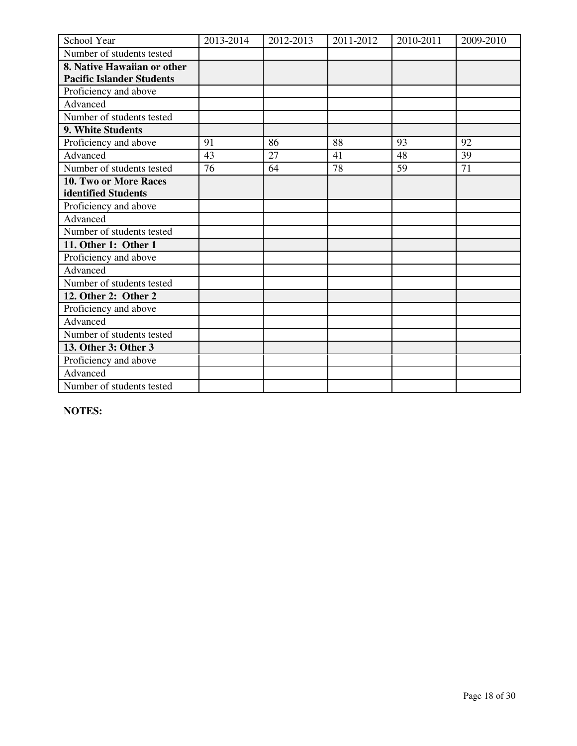| School Year | 2013-2014 | 2012-2013 | 2011-2012 | 2010-2011 | 2009-2010 |
|---|---|---|---|---|---|
| Number of students tested | | | | | |
| **8. Native Hawaiian or other Pacific Islander Students** | | | | | |
| Proficiency and above | | | | | |
| Advanced | | | | | |
| Number of students tested | | | | | |
| **9. White Students** | | | | | |
| Proficiency and above | 91 | 86 | 88 | 93 | 92 |
| Advanced | 43 | 27 | 41 | 48 | 39 |
| Number of students tested | 76 | 64 | 78 | 59 | 71 |
| **10. Two or More Races identified Students** | | | | | |
| Proficiency and above | | | | | |
| Advanced | | | | | |
| Number of students tested | | | | | |
| **11. Other 1: Other 1** | | | | | |
| Proficiency and above | | | | | |
| Advanced | | | | | |
| Number of students tested | | | | | |
| **12. Other 2: Other 2** | | | | | |
| Proficiency and above | | | | | |
| Advanced | | | | | |
| Number of students tested | | | | | |
| **13. Other 3: Other 3** | | | | | |
| Proficiency and above | | | | | |
| Advanced | | | | | |
| Number of students tested | | | | | |

**NOTES:**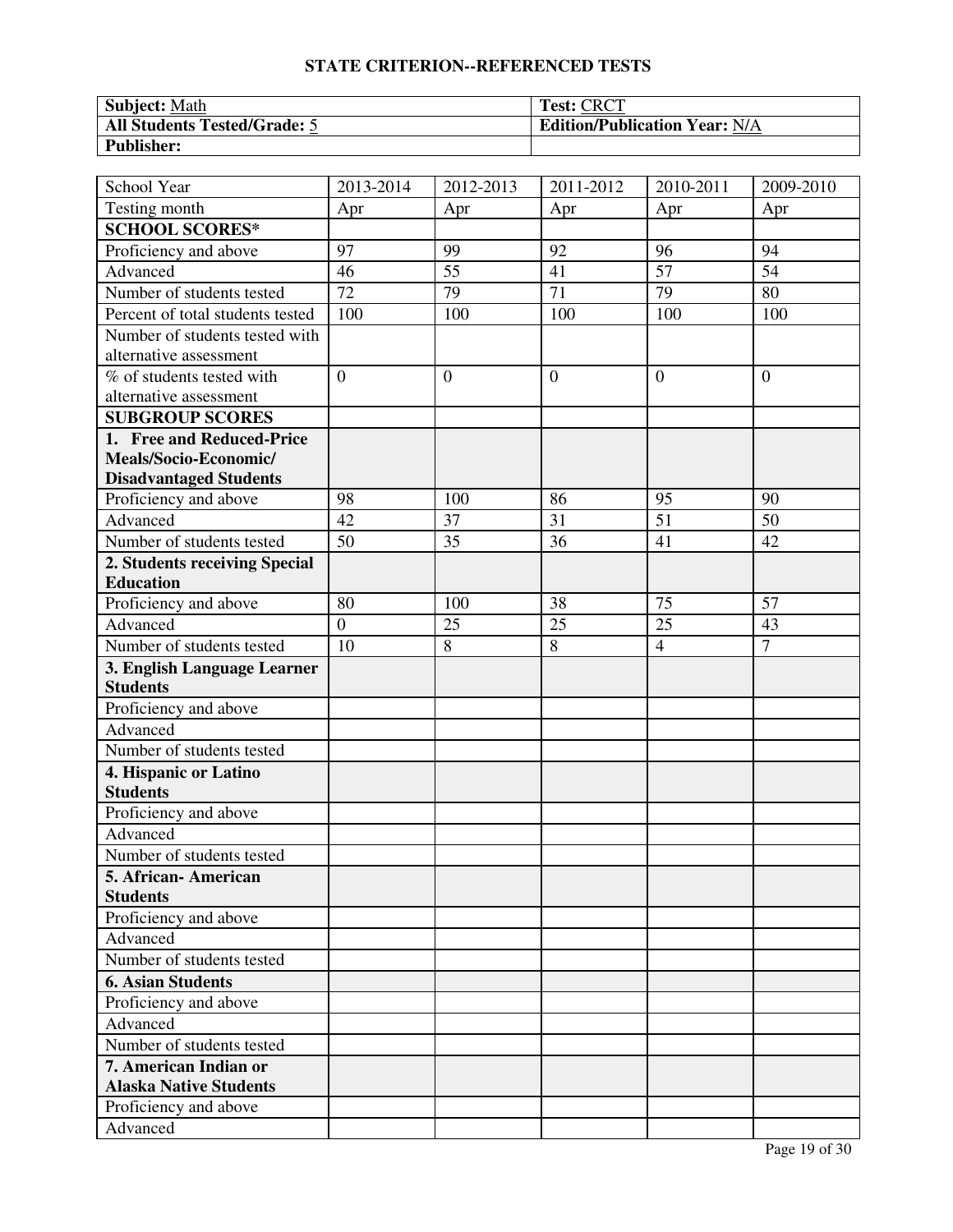## STATE CRITERION--REFERENCED TESTS

| **Subject:** Math | **Test:** CRCT |
|---|---|
| **All Students Tested/Grade:** 5 | **Edition/Publication Year:** N/A |
| **Publisher:** | |

| School Year | 2013-2014 | 2012-2013 | 2011-2012 | 2010-2011 | 2009-2010 |
|---|---|---|---|---|---|
| Testing month | Apr | Apr | Apr | Apr | Apr |
| **SCHOOL SCORES*** | | | | | |
| Proficiency and above | 97 | 99 | 92 | 96 | 94 |
| Advanced | 46 | 55 | 41 | 57 | 54 |
| Number of students tested | 72 | 79 | 71 | 79 | 80 |
| Percent of total students tested | 100 | 100 | 100 | 100 | 100 |
| Number of students tested with alternative assessment | | | | | |
| % of students tested with alternative assessment | 0 | 0 | 0 | 0 | 0 |
| **SUBGROUP SCORES** | | | | | |
| **1. Free and Reduced-Price Meals/Socio-Economic/ Disadvantaged Students** | | | | | |
| Proficiency and above | 98 | 100 | 86 | 95 | 90 |
| Advanced | 42 | 37 | 31 | 51 | 50 |
| Number of students tested | 50 | 35 | 36 | 41 | 42 |
| **2. Students receiving Special Education** | | | | | |
| Proficiency and above | 80 | 100 | 38 | 75 | 57 |
| Advanced | 0 | 25 | 25 | 25 | 43 |
| Number of students tested | 10 | 8 | 8 | 4 | 7 |
| **3. English Language Learner Students** | | | | | |
| Proficiency and above | | | | | |
| Advanced | | | | | |
| Number of students tested | | | | | |
| **4. Hispanic or Latino Students** | | | | | |
| Proficiency and above | | | | | |
| Advanced | | | | | |
| Number of students tested | | | | | |
| **5. African- American Students** | | | | | |
| Proficiency and above | | | | | |
| Advanced | | | | | |
| Number of students tested | | | | | |
| **6. Asian Students** | | | | | |
| Proficiency and above | | | | | |
| Advanced | | | | | |
| Number of students tested | | | | | |
| **7. American Indian or Alaska Native Students** | | | | | |
| Proficiency and above | | | | | |
| Advanced | | | | | |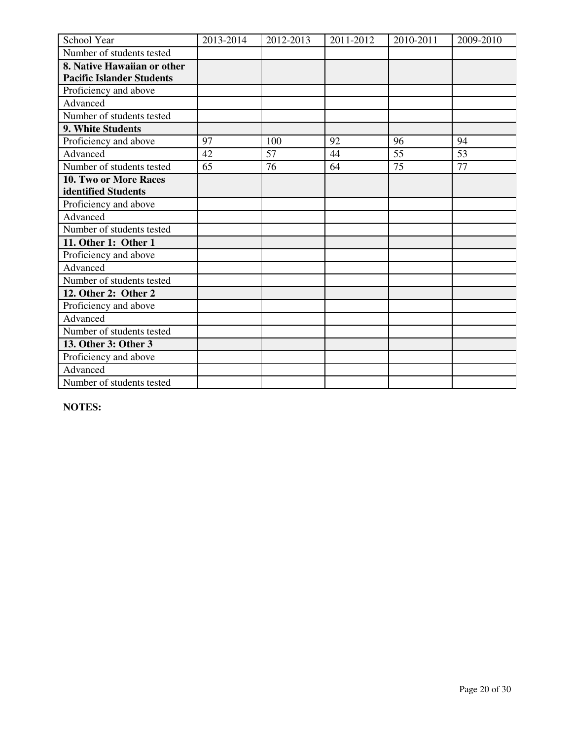| School Year | 2013-2014 | 2012-2013 | 2011-2012 | 2010-2011 | 2009-2010 |
|---|---|---|---|---|---|
| Number of students tested | | | | | |
| **8. Native Hawaiian or other Pacific Islander Students** | | | | | |
| Proficiency and above | | | | | |
| Advanced | | | | | |
| Number of students tested | | | | | |
| **9. White Students** | | | | | |
| Proficiency and above | 97 | 100 | 92 | 96 | 94 |
| Advanced | 42 | 57 | 44 | 55 | 53 |
| Number of students tested | 65 | 76 | 64 | 75 | 77 |
| **10. Two or More Races identified Students** | | | | | |
| Proficiency and above | | | | | |
| Advanced | | | | | |
| Number of students tested | | | | | |
| **11. Other 1: Other 1** | | | | | |
| Proficiency and above | | | | | |
| Advanced | | | | | |
| Number of students tested | | | | | |
| **12. Other 2: Other 2** | | | | | |
| Proficiency and above | | | | | |
| Advanced | | | | | |
| Number of students tested | | | | | |
| **13. Other 3: Other 3** | | | | | |
| Proficiency and above | | | | | |
| Advanced | | | | | |
| Number of students tested | | | | | |

**NOTES:**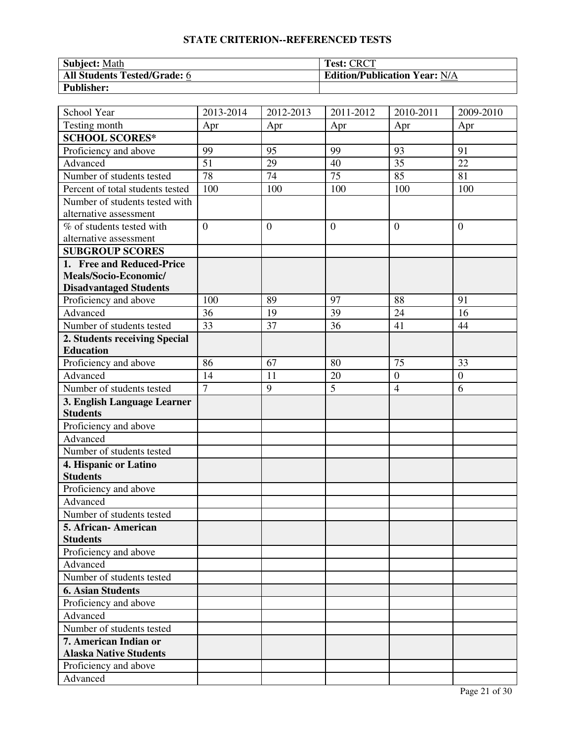## STATE CRITERION--REFERENCED TESTS

| **Subject:** Math | **Test:** CRCT |
|---|---|
| **All Students Tested/Grade:** 6 | **Edition/Publication Year:** N/A |
| **Publisher:** | |

| School Year | 2013-2014 | 2012-2013 | 2011-2012 | 2010-2011 | 2009-2010 |
|---|---|---|---|---|---|
| Testing month | Apr | Apr | Apr | Apr | Apr |
| **SCHOOL SCORES*** | | | | | |
| Proficiency and above | 99 | 95 | 99 | 93 | 91 |
| Advanced | 51 | 29 | 40 | 35 | 22 |
| Number of students tested | 78 | 74 | 75 | 85 | 81 |
| Percent of total students tested | 100 | 100 | 100 | 100 | 100 |
| Number of students tested with alternative assessment | | | | | |
| % of students tested with alternative assessment | 0 | 0 | 0 | 0 | 0 |
| **SUBGROUP SCORES** | | | | | |
| **1. Free and Reduced-Price Meals/Socio-Economic/ Disadvantaged Students** | | | | | |
| Proficiency and above | 100 | 89 | 97 | 88 | 91 |
| Advanced | 36 | 19 | 39 | 24 | 16 |
| Number of students tested | 33 | 37 | 36 | 41 | 44 |
| **2. Students receiving Special Education** | | | | | |
| Proficiency and above | 86 | 67 | 80 | 75 | 33 |
| Advanced | 14 | 11 | 20 | 0 | 0 |
| Number of students tested | 7 | 9 | 5 | 4 | 6 |
| **3. English Language Learner Students** | | | | | |
| Proficiency and above | | | | | |
| Advanced | | | | | |
| Number of students tested | | | | | |
| **4. Hispanic or Latino Students** | | | | | |
| Proficiency and above | | | | | |
| Advanced | | | | | |
| Number of students tested | | | | | |
| **5. African- American Students** | | | | | |
| Proficiency and above | | | | | |
| Advanced | | | | | |
| Number of students tested | | | | | |
| **6. Asian Students** | | | | | |
| Proficiency and above | | | | | |
| Advanced | | | | | |
| Number of students tested | | | | | |
| **7. American Indian or Alaska Native Students** | | | | | |
| Proficiency and above | | | | | |
| Advanced | | | | | |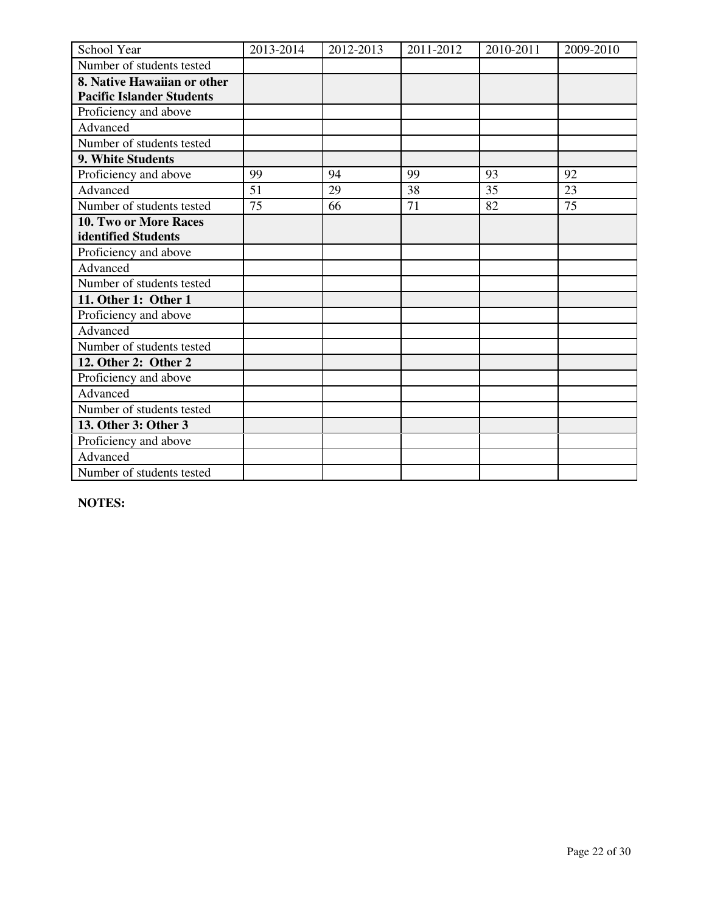| School Year | 2013-2014 | 2012-2013 | 2011-2012 | 2010-2011 | 2009-2010 |
| --- | --- | --- | --- | --- | --- |
| Number of students tested | | | | | |
| **8. Native Hawaiian or other Pacific Islander Students** | | | | | |
| Proficiency and above | | | | | |
| Advanced | | | | | |
| Number of students tested | | | | | |
| **9. White Students** | | | | | |
| Proficiency and above | 99 | 94 | 99 | 93 | 92 |
| Advanced | 51 | 29 | 38 | 35 | 23 |
| Number of students tested | 75 | 66 | 71 | 82 | 75 |
| **10. Two or More Races identified Students** | | | | | |
| Proficiency and above | | | | | |
| Advanced | | | | | |
| Number of students tested | | | | | |
| **11. Other 1: Other 1** | | | | | |
| Proficiency and above | | | | | |
| Advanced | | | | | |
| Number of students tested | | | | | |
| **12. Other 2: Other 2** | | | | | |
| Proficiency and above | | | | | |
| Advanced | | | | | |
| Number of students tested | | | | | |
| **13. Other 3: Other 3** | | | | | |
| Proficiency and above | | | | | |
| Advanced | | | | | |
| Number of students tested | | | | | |

**NOTES:**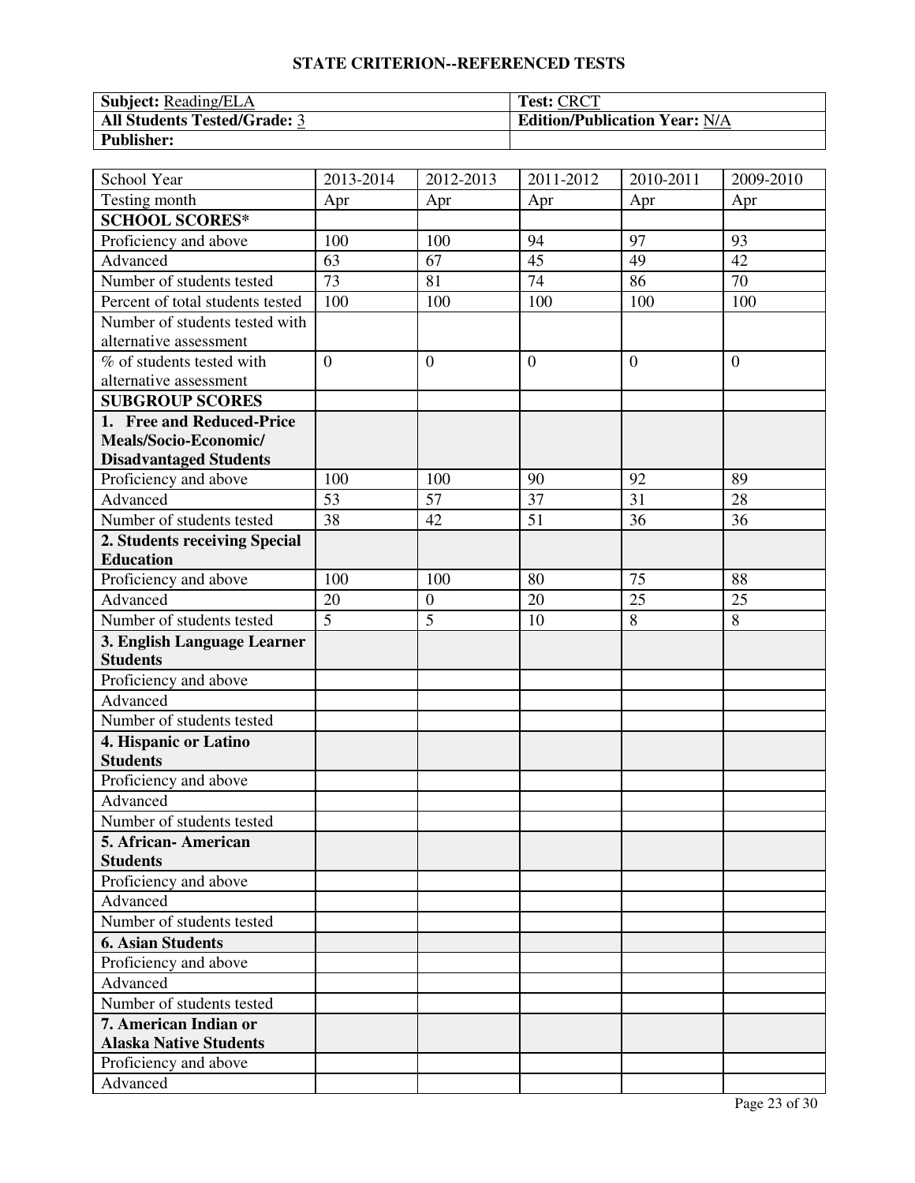## STATE CRITERION--REFERENCED TESTS

| **Subject:** Reading/ELA | **Test:** CRCT |
|---|---|
| **All Students Tested/Grade:** 3 | **Edition/Publication Year:** N/A |
| **Publisher:** | |

| School Year | 2013-2014 | 2012-2013 | 2011-2012 | 2010-2011 | 2009-2010 |
|---|---|---|---|---|---|
| Testing month | Apr | Apr | Apr | Apr | Apr |
| **SCHOOL SCORES*** | | | | | |
| Proficiency and above | 100 | 100 | 94 | 97 | 93 |
| Advanced | 63 | 67 | 45 | 49 | 42 |
| Number of students tested | 73 | 81 | 74 | 86 | 70 |
| Percent of total students tested | 100 | 100 | 100 | 100 | 100 |
| Number of students tested with alternative assessment | | | | | |
| % of students tested with alternative assessment | 0 | 0 | 0 | 0 | 0 |
| **SUBGROUP SCORES** | | | | | |
| **1. Free and Reduced-Price Meals/Socio-Economic/ Disadvantaged Students** | | | | | |
| Proficiency and above | 100 | 100 | 90 | 92 | 89 |
| Advanced | 53 | 57 | 37 | 31 | 28 |
| Number of students tested | 38 | 42 | 51 | 36 | 36 |
| **2. Students receiving Special Education** | | | | | |
| Proficiency and above | 100 | 100 | 80 | 75 | 88 |
| Advanced | 20 | 0 | 20 | 25 | 25 |
| Number of students tested | 5 | 5 | 10 | 8 | 8 |
| **3. English Language Learner Students** | | | | | |
| Proficiency and above | | | | | |
| Advanced | | | | | |
| Number of students tested | | | | | |
| **4. Hispanic or Latino Students** | | | | | |
| Proficiency and above | | | | | |
| Advanced | | | | | |
| Number of students tested | | | | | |
| **5. African- American Students** | | | | | |
| Proficiency and above | | | | | |
| Advanced | | | | | |
| Number of students tested | | | | | |
| **6. Asian Students** | | | | | |
| Proficiency and above | | | | | |
| Advanced | | | | | |
| Number of students tested | | | | | |
| **7. American Indian or Alaska Native Students** | | | | | |
| Proficiency and above | | | | | |
| Advanced | | | | | |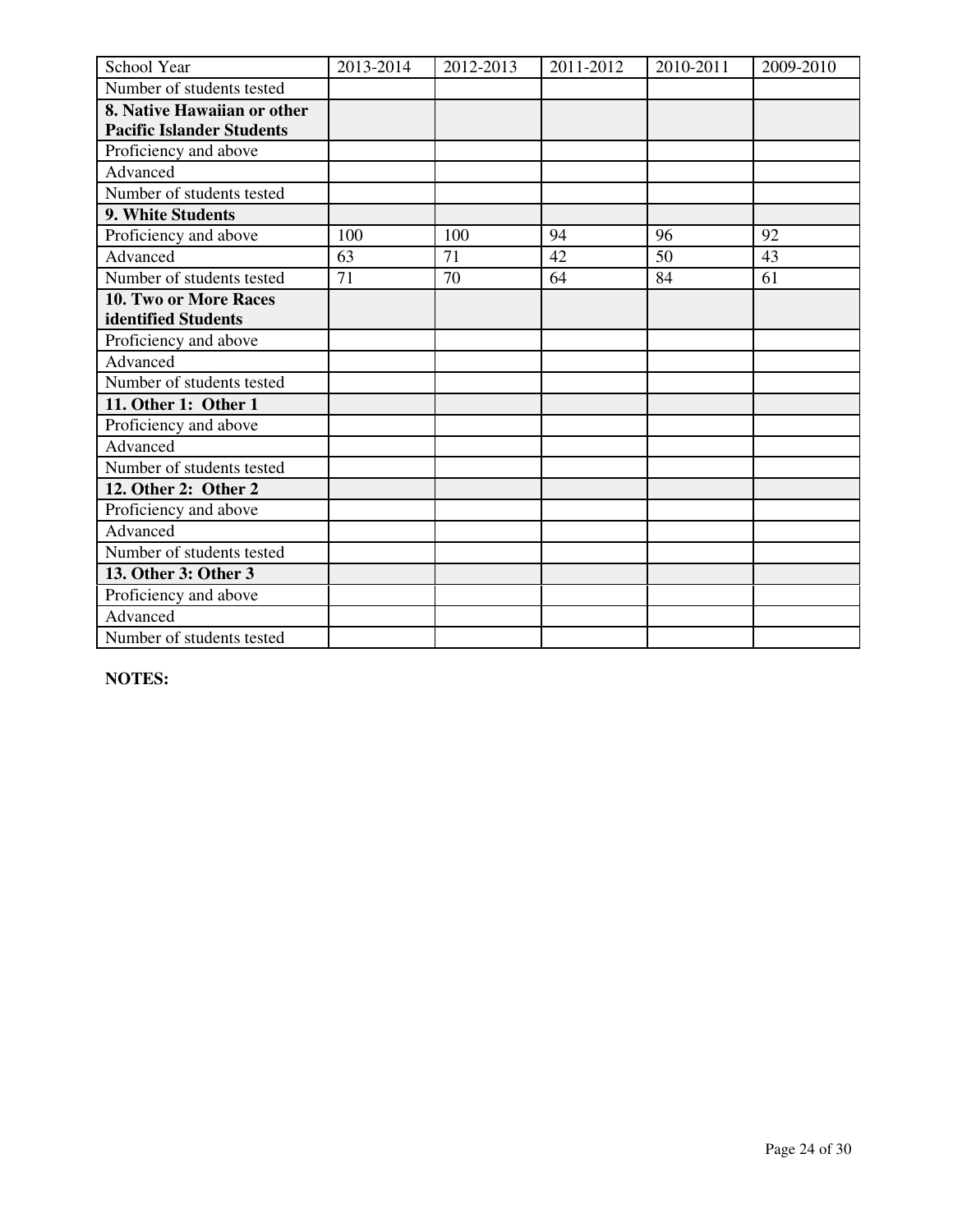| School Year | 2013-2014 | 2012-2013 | 2011-2012 | 2010-2011 | 2009-2010 |
|---|---|---|---|---|---|
| Number of students tested | | | | | |
| **8. Native Hawaiian or other Pacific Islander Students** | | | | | |
| Proficiency and above | | | | | |
| Advanced | | | | | |
| Number of students tested | | | | | |
| **9. White Students** | | | | | |
| Proficiency and above | 100 | 100 | 94 | 96 | 92 |
| Advanced | 63 | 71 | 42 | 50 | 43 |
| Number of students tested | 71 | 70 | 64 | 84 | 61 |
| **10. Two or More Races identified Students** | | | | | |
| Proficiency and above | | | | | |
| Advanced | | | | | |
| Number of students tested | | | | | |
| **11. Other 1: Other 1** | | | | | |
| Proficiency and above | | | | | |
| Advanced | | | | | |
| Number of students tested | | | | | |
| **12. Other 2: Other 2** | | | | | |
| Proficiency and above | | | | | |
| Advanced | | | | | |
| Number of students tested | | | | | |
| **13. Other 3: Other 3** | | | | | |
| Proficiency and above | | | | | |
| Advanced | | | | | |
| Number of students tested | | | | | |

**NOTES:**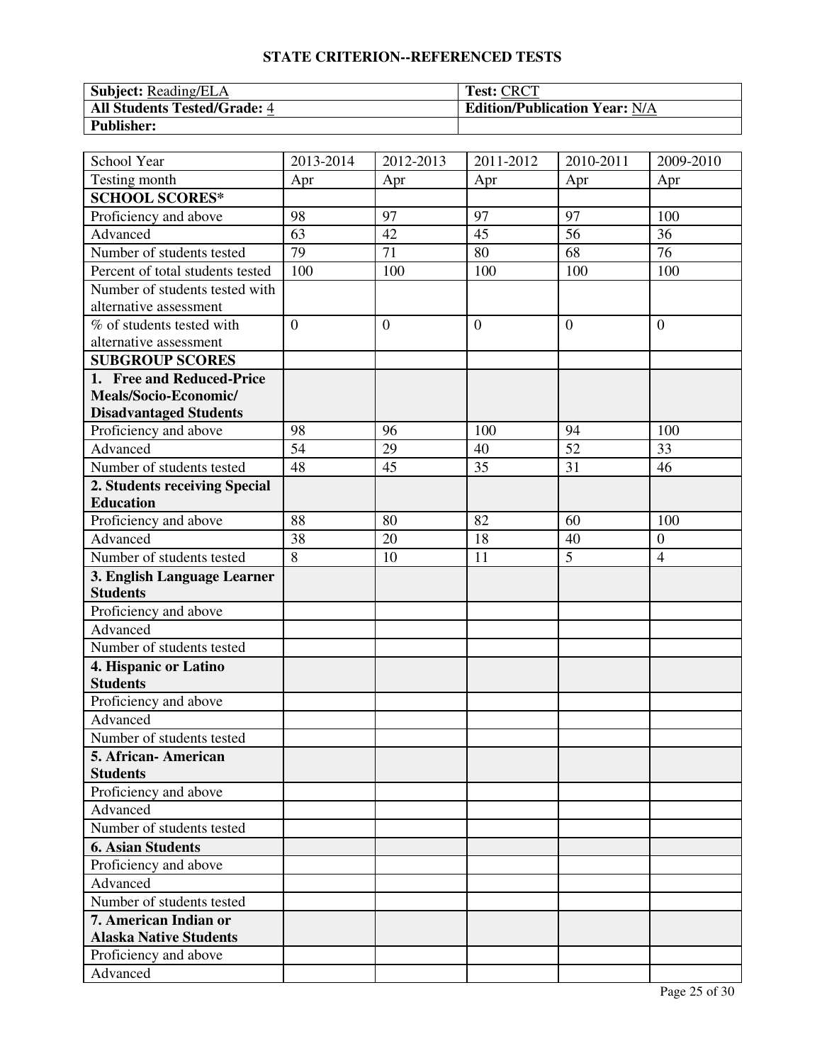## STATE CRITERION--REFERENCED TESTS

| **Subject:** Reading/ELA | **Test:** CRCT |
|---|---|
| **All Students Tested/Grade:** 4 | **Edition/Publication Year:** N/A |
| **Publisher:** | |

| School Year | 2013-2014 | 2012-2013 | 2011-2012 | 2010-2011 | 2009-2010 |
|---|---|---|---|---|---|
| Testing month | Apr | Apr | Apr | Apr | Apr |
| **SCHOOL SCORES*** | | | | | |
| Proficiency and above | 98 | 97 | 97 | 97 | 100 |
| Advanced | 63 | 42 | 45 | 56 | 36 |
| Number of students tested | 79 | 71 | 80 | 68 | 76 |
| Percent of total students tested | 100 | 100 | 100 | 100 | 100 |
| Number of students tested with alternative assessment | | | | | |
| % of students tested with alternative assessment | 0 | 0 | 0 | 0 | 0 |
| **SUBGROUP SCORES** | | | | | |
| **1. Free and Reduced-Price Meals/Socio-Economic/ Disadvantaged Students** | | | | | |
| Proficiency and above | 98 | 96 | 100 | 94 | 100 |
| Advanced | 54 | 29 | 40 | 52 | 33 |
| Number of students tested | 48 | 45 | 35 | 31 | 46 |
| **2. Students receiving Special Education** | | | | | |
| Proficiency and above | 88 | 80 | 82 | 60 | 100 |
| Advanced | 38 | 20 | 18 | 40 | 0 |
| Number of students tested | 8 | 10 | 11 | 5 | 4 |
| **3. English Language Learner Students** | | | | | |
| Proficiency and above | | | | | |
| Advanced | | | | | |
| Number of students tested | | | | | |
| **4. Hispanic or Latino Students** | | | | | |
| Proficiency and above | | | | | |
| Advanced | | | | | |
| Number of students tested | | | | | |
| **5. African- American Students** | | | | | |
| Proficiency and above | | | | | |
| Advanced | | | | | |
| Number of students tested | | | | | |
| **6. Asian Students** | | | | | |
| Proficiency and above | | | | | |
| Advanced | | | | | |
| Number of students tested | | | | | |
| **7. American Indian or Alaska Native Students** | | | | | |
| Proficiency and above | | | | | |
| Advanced | | | | | |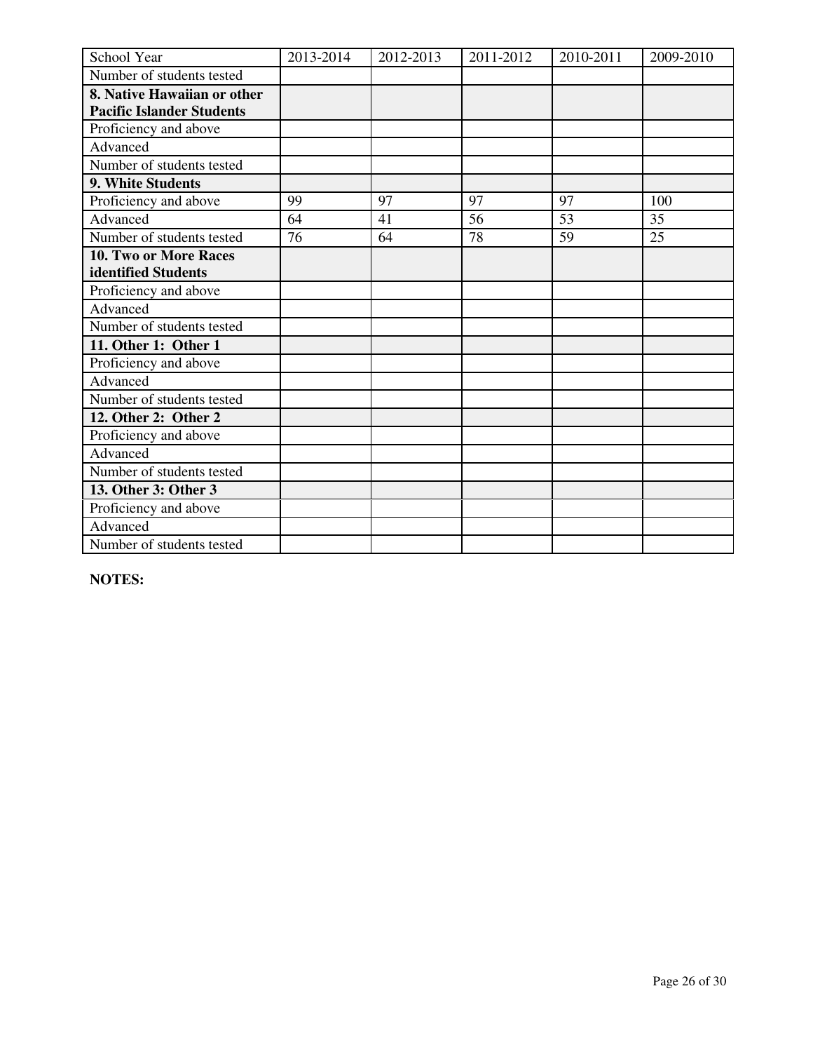| School Year | 2013-2014 | 2012-2013 | 2011-2012 | 2010-2011 | 2009-2010 |
|---|---|---|---|---|---|
| Number of students tested | | | | | |
| **8. Native Hawaiian or other Pacific Islander Students** | | | | | |
| Proficiency and above | | | | | |
| Advanced | | | | | |
| Number of students tested | | | | | |
| **9. White Students** | | | | | |
| Proficiency and above | 99 | 97 | 97 | 97 | 100 |
| Advanced | 64 | 41 | 56 | 53 | 35 |
| Number of students tested | 76 | 64 | 78 | 59 | 25 |
| **10. Two or More Races identified Students** | | | | | |
| Proficiency and above | | | | | |
| Advanced | | | | | |
| Number of students tested | | | | | |
| **11. Other 1: Other 1** | | | | | |
| Proficiency and above | | | | | |
| Advanced | | | | | |
| Number of students tested | | | | | |
| **12. Other 2: Other 2** | | | | | |
| Proficiency and above | | | | | |
| Advanced | | | | | |
| Number of students tested | | | | | |
| **13. Other 3: Other 3** | | | | | |
| Proficiency and above | | | | | |
| Advanced | | | | | |
| Number of students tested | | | | | |

**NOTES:**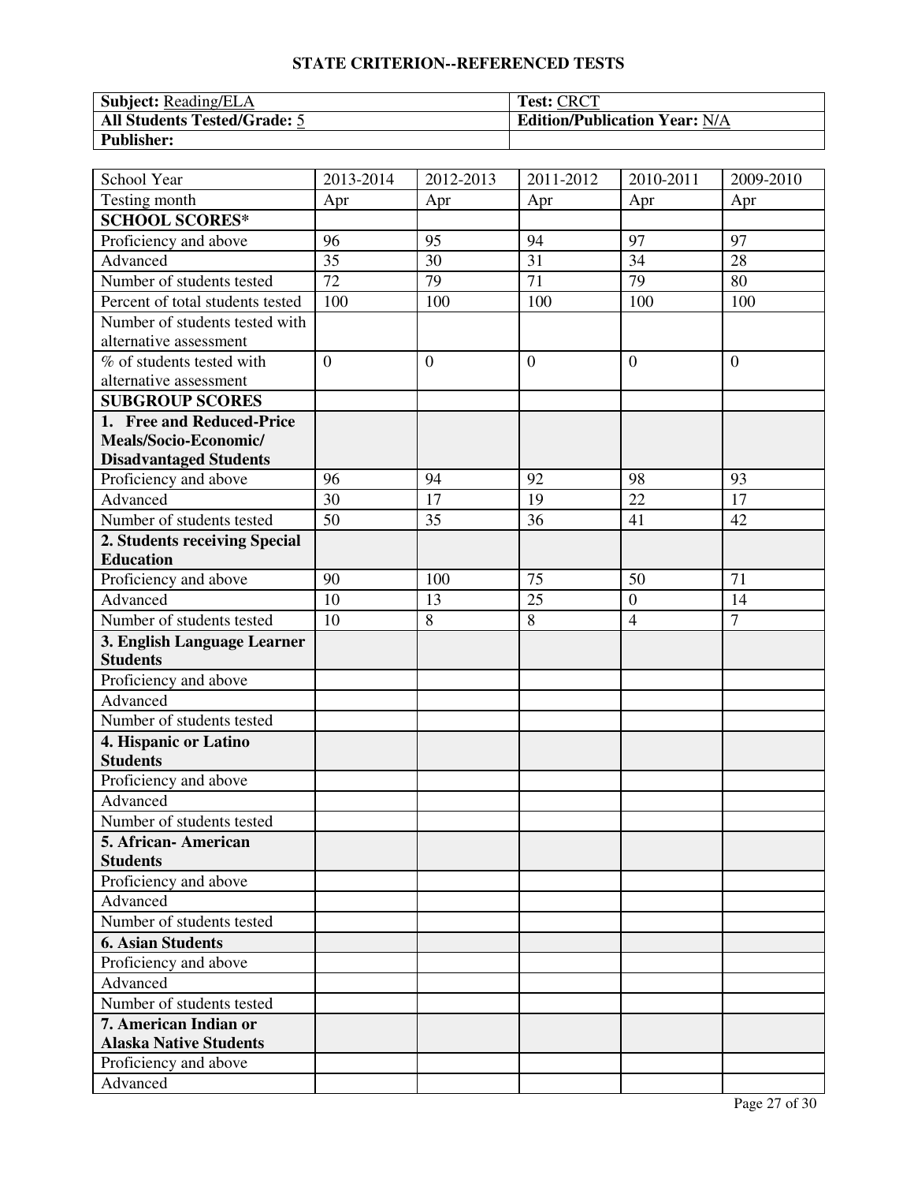## STATE CRITERION--REFERENCED TESTS

| **Subject:** Reading/ELA | **Test:** CRCT |
|---|---|
| **All Students Tested/Grade:** 5 | **Edition/Publication Year:** N/A |
| **Publisher:** | |

| School Year | 2013-2014 | 2012-2013 | 2011-2012 | 2010-2011 | 2009-2010 |
|---|---|---|---|---|---|
| Testing month | Apr | Apr | Apr | Apr | Apr |
| **SCHOOL SCORES*** | | | | | |
| Proficiency and above | 96 | 95 | 94 | 97 | 97 |
| Advanced | 35 | 30 | 31 | 34 | 28 |
| Number of students tested | 72 | 79 | 71 | 79 | 80 |
| Percent of total students tested | 100 | 100 | 100 | 100 | 100 |
| Number of students tested with alternative assessment | | | | | |
| % of students tested with alternative assessment | 0 | 0 | 0 | 0 | 0 |
| **SUBGROUP SCORES** | | | | | |
| **1. Free and Reduced-Price Meals/Socio-Economic/ Disadvantaged Students** | | | | | |
| Proficiency and above | 96 | 94 | 92 | 98 | 93 |
| Advanced | 30 | 17 | 19 | 22 | 17 |
| Number of students tested | 50 | 35 | 36 | 41 | 42 |
| **2. Students receiving Special Education** | | | | | |
| Proficiency and above | 90 | 100 | 75 | 50 | 71 |
| Advanced | 10 | 13 | 25 | 0 | 14 |
| Number of students tested | 10 | 8 | 8 | 4 | 7 |
| **3. English Language Learner Students** | | | | | |
| Proficiency and above | | | | | |
| Advanced | | | | | |
| Number of students tested | | | | | |
| **4. Hispanic or Latino Students** | | | | | |
| Proficiency and above | | | | | |
| Advanced | | | | | |
| Number of students tested | | | | | |
| **5. African- American Students** | | | | | |
| Proficiency and above | | | | | |
| Advanced | | | | | |
| Number of students tested | | | | | |
| **6. Asian Students** | | | | | |
| Proficiency and above | | | | | |
| Advanced | | | | | |
| Number of students tested | | | | | |
| **7. American Indian or Alaska Native Students** | | | | | |
| Proficiency and above | | | | | |
| Advanced | | | | | |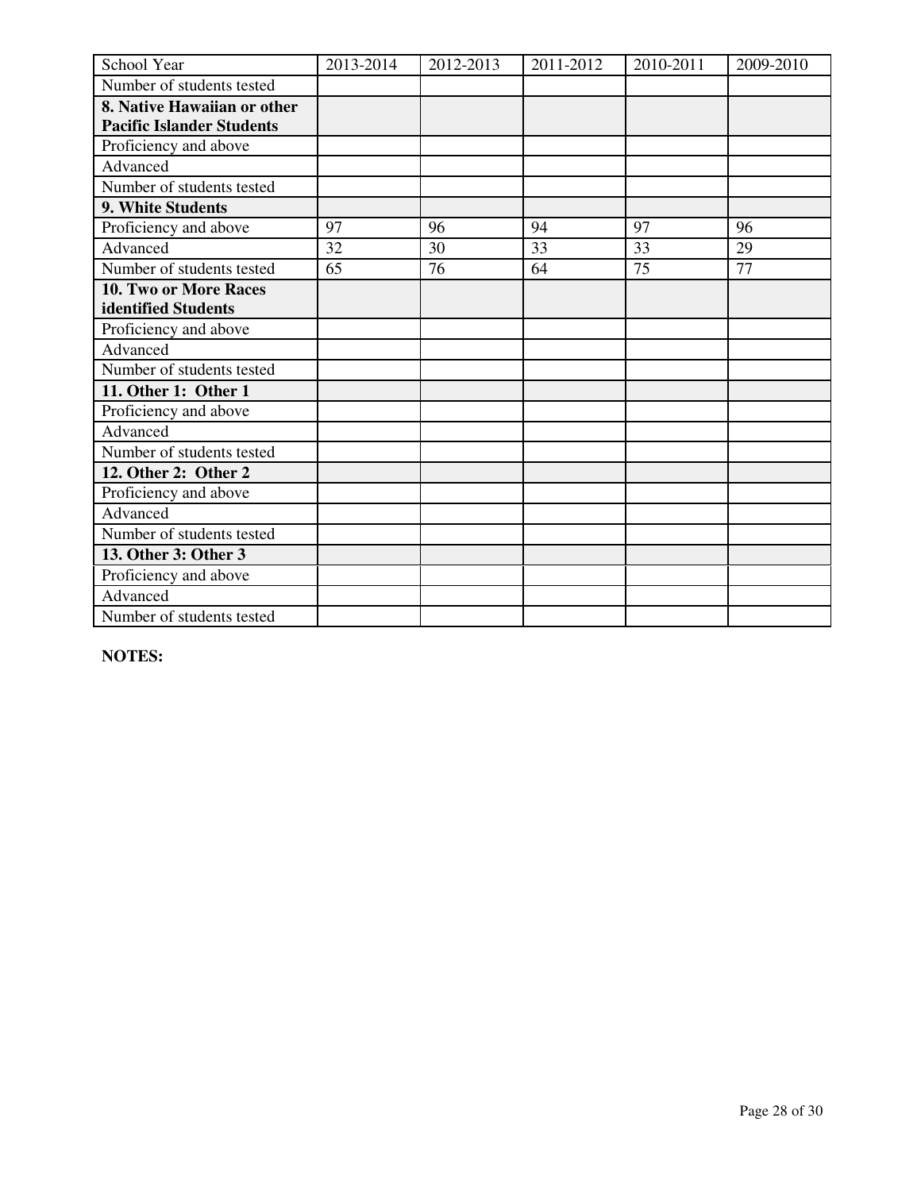| School Year | 2013-2014 | 2012-2013 | 2011-2012 | 2010-2011 | 2009-2010 |
| --- | --- | --- | --- | --- | --- |
| Number of students tested | | | | | |
| **8. Native Hawaiian or other Pacific Islander Students** | | | | | |
| Proficiency and above | | | | | |
| Advanced | | | | | |
| Number of students tested | | | | | |
| **9. White Students** | | | | | |
| Proficiency and above | 97 | 96 | 94 | 97 | 96 |
| Advanced | 32 | 30 | 33 | 33 | 29 |
| Number of students tested | 65 | 76 | 64 | 75 | 77 |
| **10. Two or More Races identified Students** | | | | | |
| Proficiency and above | | | | | |
| Advanced | | | | | |
| Number of students tested | | | | | |
| **11. Other 1: Other 1** | | | | | |
| Proficiency and above | | | | | |
| Advanced | | | | | |
| Number of students tested | | | | | |
| **12. Other 2: Other 2** | | | | | |
| Proficiency and above | | | | | |
| Advanced | | | | | |
| Number of students tested | | | | | |
| **13. Other 3: Other 3** | | | | | |
| Proficiency and above | | | | | |
| Advanced | | | | | |
| Number of students tested | | | | | |

**NOTES:**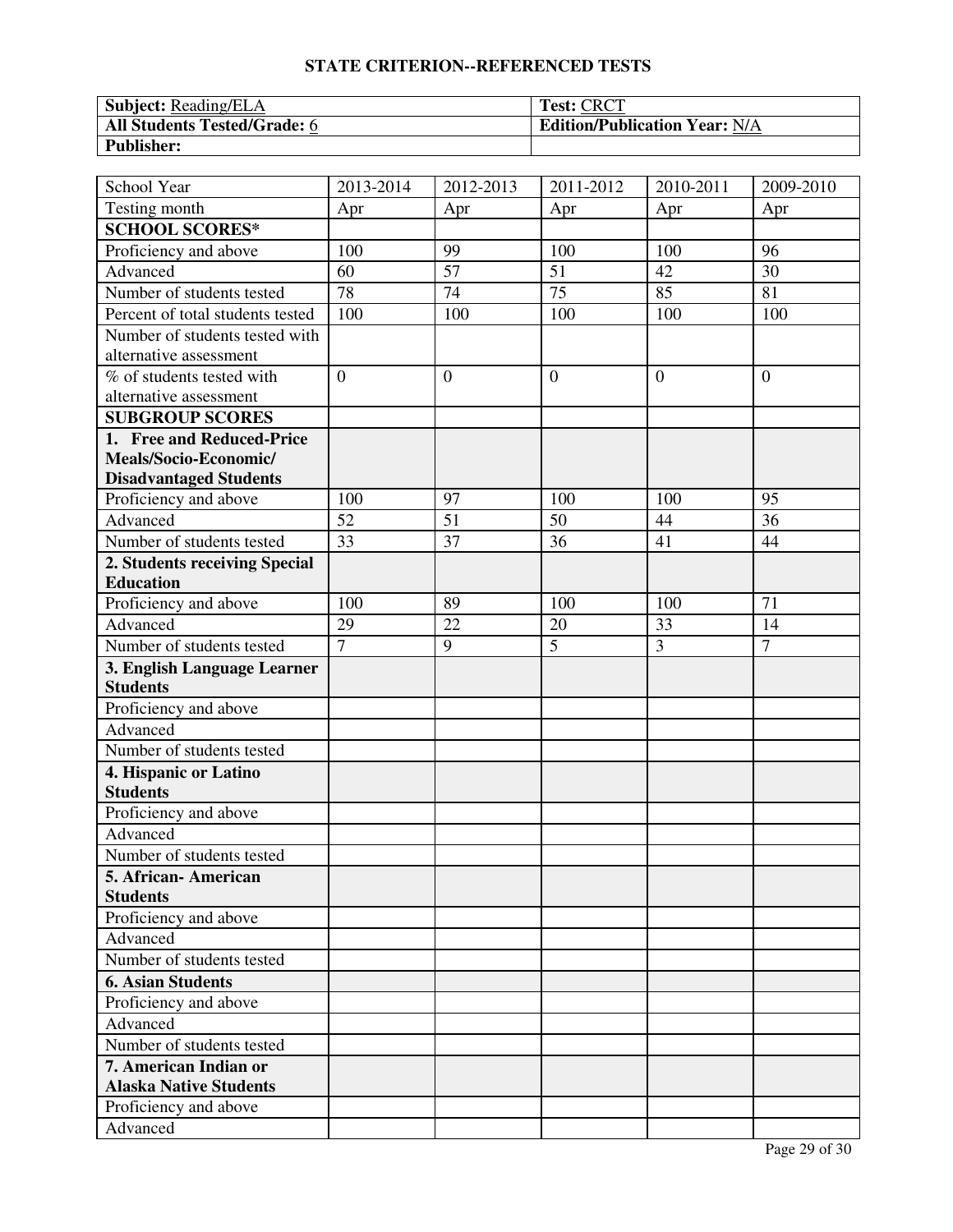## STATE CRITERION--REFERENCED TESTS

| **Subject:** Reading/ELA | **Test:** CRCT |
| --- | --- |
| **All Students Tested/Grade:** 6 | **Edition/Publication Year:** N/A |
| **Publisher:** | |

| School Year | 2013-2014 | 2012-2013 | 2011-2012 | 2010-2011 | 2009-2010 |
| --- | --- | --- | --- | --- | --- |
| Testing month | Apr | Apr | Apr | Apr | Apr |
| **SCHOOL SCORES*** | | | | | |
| Proficiency and above | 100 | 99 | 100 | 100 | 96 |
| Advanced | 60 | 57 | 51 | 42 | 30 |
| Number of students tested | 78 | 74 | 75 | 85 | 81 |
| Percent of total students tested | 100 | 100 | 100 | 100 | 100 |
| Number of students tested with alternative assessment | | | | | |
| % of students tested with alternative assessment | 0 | 0 | 0 | 0 | 0 |
| **SUBGROUP SCORES** | | | | | |
| **1. Free and Reduced-Price Meals/Socio-Economic/ Disadvantaged Students** | | | | | |
| Proficiency and above | 100 | 97 | 100 | 100 | 95 |
| Advanced | 52 | 51 | 50 | 44 | 36 |
| Number of students tested | 33 | 37 | 36 | 41 | 44 |
| **2. Students receiving Special Education** | | | | | |
| Proficiency and above | 100 | 89 | 100 | 100 | 71 |
| Advanced | 29 | 22 | 20 | 33 | 14 |
| Number of students tested | 7 | 9 | 5 | 3 | 7 |
| **3. English Language Learner Students** | | | | | |
| Proficiency and above | | | | | |
| Advanced | | | | | |
| Number of students tested | | | | | |
| **4. Hispanic or Latino Students** | | | | | |
| Proficiency and above | | | | | |
| Advanced | | | | | |
| Number of students tested | | | | | |
| **5. African- American Students** | | | | | |
| Proficiency and above | | | | | |
| Advanced | | | | | |
| Number of students tested | | | | | |
| **6. Asian Students** | | | | | |
| Proficiency and above | | | | | |
| Advanced | | | | | |
| Number of students tested | | | | | |
| **7. American Indian or Alaska Native Students** | | | | | |
| Proficiency and above | | | | | |
| Advanced | | | | | |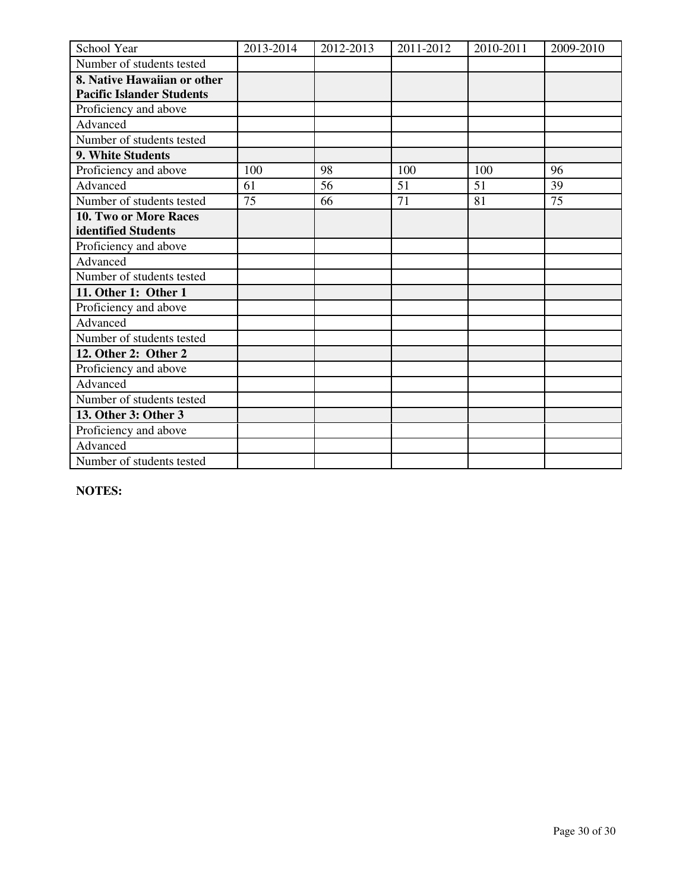| School Year | 2013-2014 | 2012-2013 | 2011-2012 | 2010-2011 | 2009-2010 |
|---|---|---|---|---|---|
| Number of students tested | | | | | |
| **8. Native Hawaiian or other Pacific Islander Students** | | | | | |
| Proficiency and above | | | | | |
| Advanced | | | | | |
| Number of students tested | | | | | |
| **9. White Students** | | | | | |
| Proficiency and above | 100 | 98 | 100 | 100 | 96 |
| Advanced | 61 | 56 | 51 | 51 | 39 |
| Number of students tested | 75 | 66 | 71 | 81 | 75 |
| **10. Two or More Races identified Students** | | | | | |
| Proficiency and above | | | | | |
| Advanced | | | | | |
| Number of students tested | | | | | |
| **11. Other 1: Other 1** | | | | | |
| Proficiency and above | | | | | |
| Advanced | | | | | |
| Number of students tested | | | | | |
| **12. Other 2: Other 2** | | | | | |
| Proficiency and above | | | | | |
| Advanced | | | | | |
| Number of students tested | | | | | |
| **13. Other 3: Other 3** | | | | | |
| Proficiency and above | | | | | |
| Advanced | | | | | |
| Number of students tested | | | | | |

**NOTES:**